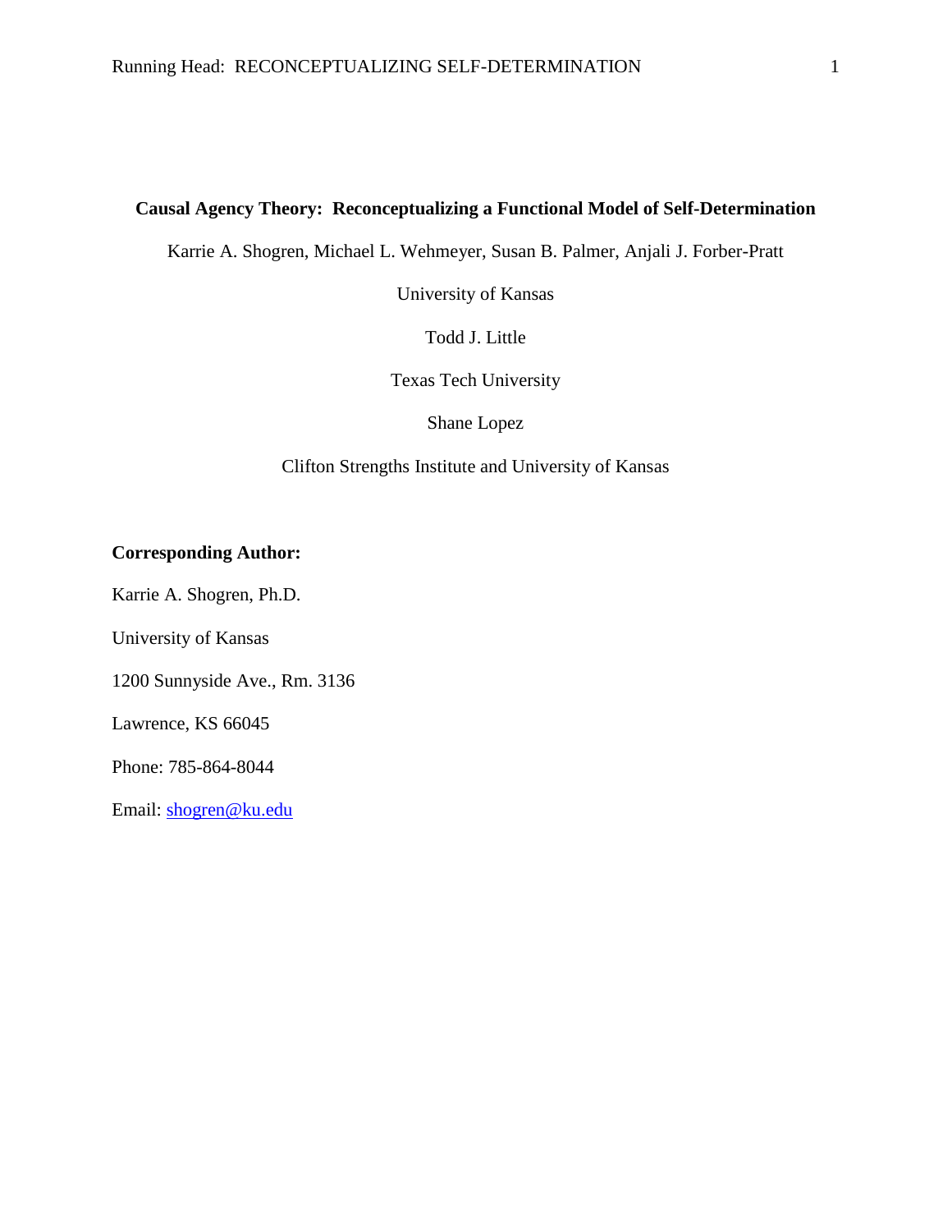# Causal Agency Theory: Reconceptualizing a Functional Model of Self-Determination

Karrie A. Shogren, Michael L. Wehmeyer, Susan B. Palmer, Anjali J. Forber-Pratt

University of Kansas

Todd J. Little

Texas Tech University

Shane Lopez

Clifton Strengths Institute and University of Kansas

**Corresponding Author:**

Karrie A. Shogren, Ph.D.

University of Kansas

1200 Sunnyside Ave., Rm. 3136

Lawrence, KS 66045

Phone: 785-864-8044

Email: shogren@ku.edu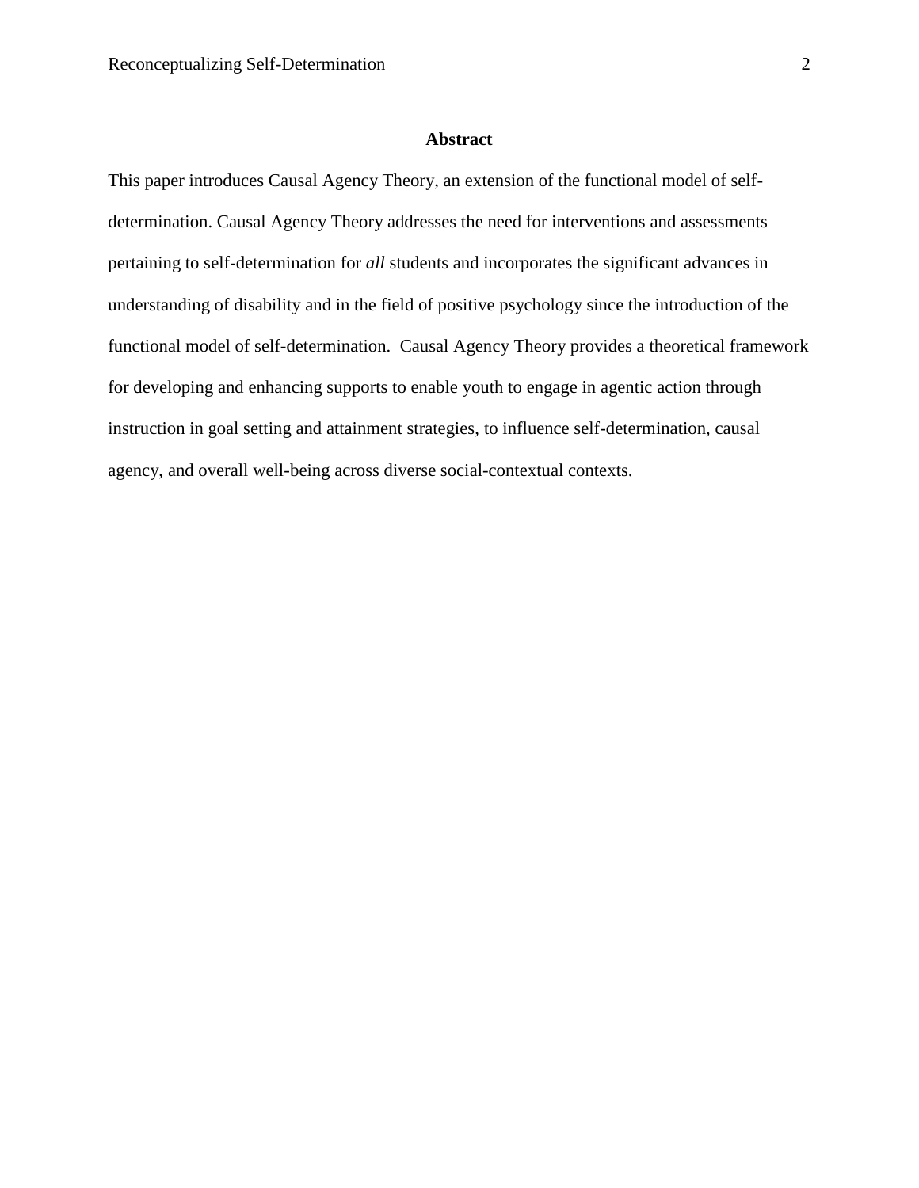# Abstract

This paper introduces Causal Agency Theory, an extension of the functional model of self-determination. Causal Agency Theory addresses the need for interventions and assessments pertaining to self-determination for *all* students and incorporates the significant advances in understanding of disability and in the field of positive psychology since the introduction of the functional model of self-determination. Causal Agency Theory provides a theoretical framework for developing and enhancing supports to enable youth to engage in agentic action through instruction in goal setting and attainment strategies, to influence self-determination, causal agency, and overall well-being across diverse social-contextual contexts.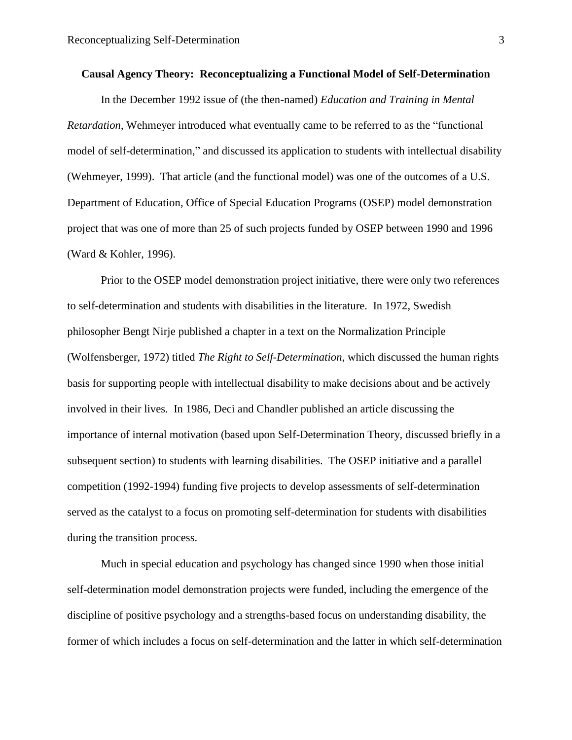## Causal Agency Theory: Reconceptualizing a Functional Model of Self-Determination

In the December 1992 issue of (the then-named) *Education and Training in Mental Retardation*, Wehmeyer introduced what eventually came to be referred to as the "functional model of self-determination," and discussed its application to students with intellectual disability (Wehmeyer, 1999). That article (and the functional model) was one of the outcomes of a U.S. Department of Education, Office of Special Education Programs (OSEP) model demonstration project that was one of more than 25 of such projects funded by OSEP between 1990 and 1996 (Ward & Kohler, 1996).

Prior to the OSEP model demonstration project initiative, there were only two references to self-determination and students with disabilities in the literature. In 1972, Swedish philosopher Bengt Nirje published a chapter in a text on the Normalization Principle (Wolfensberger, 1972) titled *The Right to Self-Determination*, which discussed the human rights basis for supporting people with intellectual disability to make decisions about and be actively involved in their lives. In 1986, Deci and Chandler published an article discussing the importance of internal motivation (based upon Self-Determination Theory, discussed briefly in a subsequent section) to students with learning disabilities. The OSEP initiative and a parallel competition (1992-1994) funding five projects to develop assessments of self-determination served as the catalyst to a focus on promoting self-determination for students with disabilities during the transition process.

Much in special education and psychology has changed since 1990 when those initial self-determination model demonstration projects were funded, including the emergence of the discipline of positive psychology and a strengths-based focus on understanding disability, the former of which includes a focus on self-determination and the latter in which self-determination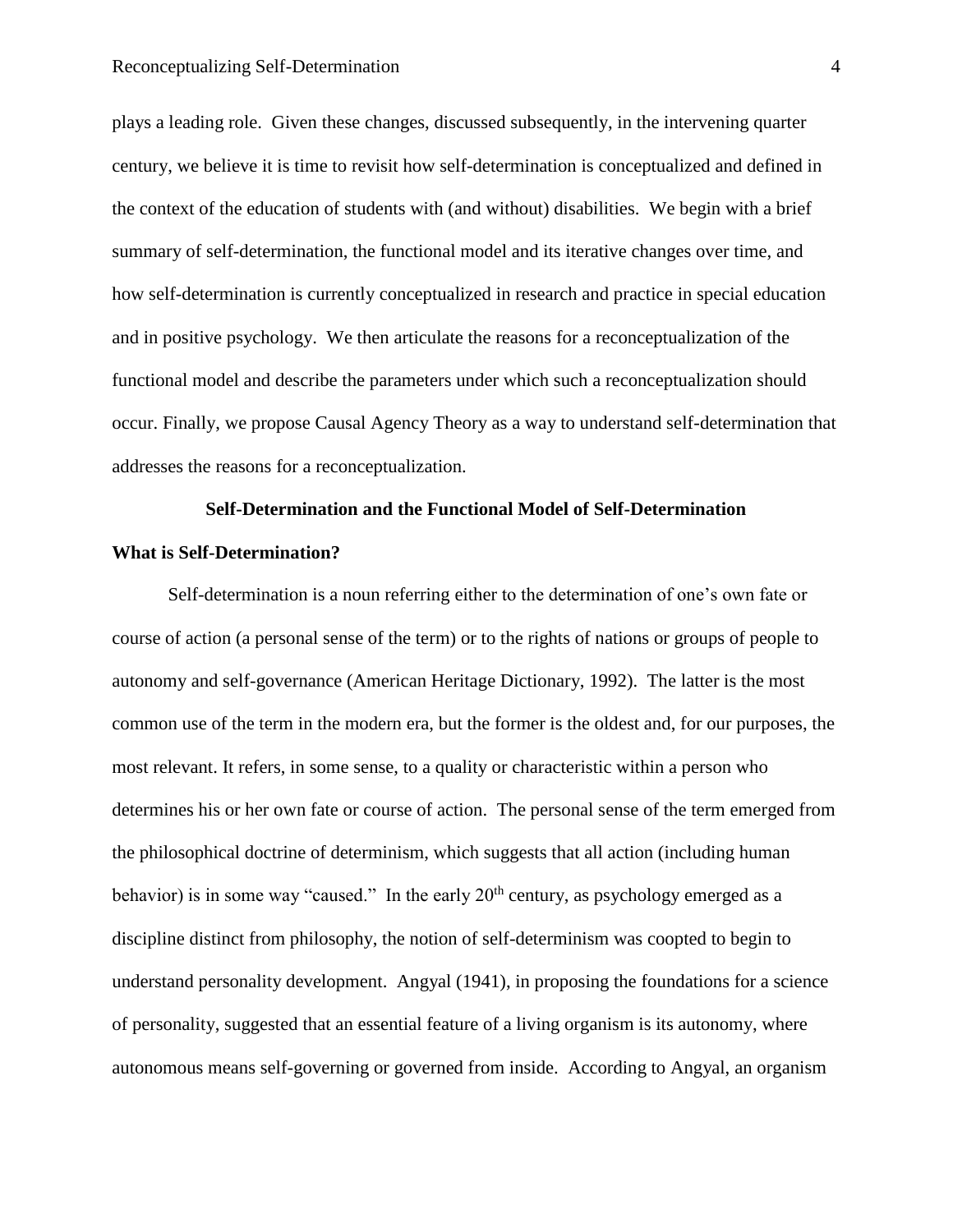plays a leading role. Given these changes, discussed subsequently, in the intervening quarter century, we believe it is time to revisit how self-determination is conceptualized and defined in the context of the education of students with (and without) disabilities. We begin with a brief summary of self-determination, the functional model and its iterative changes over time, and how self-determination is currently conceptualized in research and practice in special education and in positive psychology. We then articulate the reasons for a reconceptualization of the functional model and describe the parameters under which such a reconceptualization should occur. Finally, we propose Causal Agency Theory as a way to understand self-determination that addresses the reasons for a reconceptualization.

## Self-Determination and the Functional Model of Self-Determination

### What is Self-Determination?

Self-determination is a noun referring either to the determination of one's own fate or course of action (a personal sense of the term) or to the rights of nations or groups of people to autonomy and self-governance (American Heritage Dictionary, 1992). The latter is the most common use of the term in the modern era, but the former is the oldest and, for our purposes, the most relevant. It refers, in some sense, to a quality or characteristic within a person who determines his or her own fate or course of action. The personal sense of the term emerged from the philosophical doctrine of determinism, which suggests that all action (including human behavior) is in some way "caused." In the early 20th century, as psychology emerged as a discipline distinct from philosophy, the notion of self-determinism was coopted to begin to understand personality development. Angyal (1941), in proposing the foundations for a science of personality, suggested that an essential feature of a living organism is its autonomy, where autonomous means self-governing or governed from inside. According to Angyal, an organism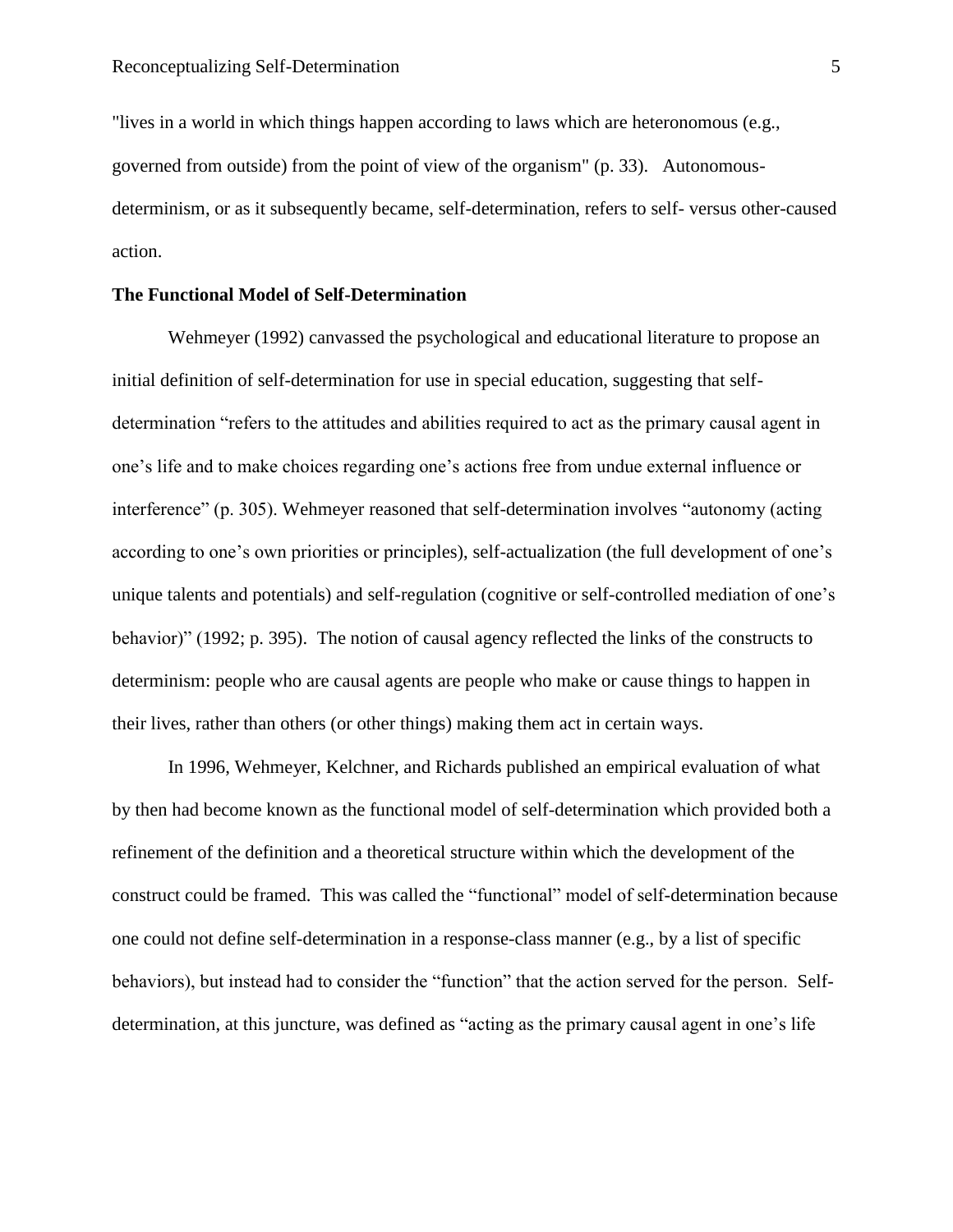"lives in a world in which things happen according to laws which are heteronomous (e.g., governed from outside) from the point of view of the organism" (p. 33). Autonomous-determinism, or as it subsequently became, self-determination, refers to self- versus other-caused action.

**The Functional Model of Self-Determination**

Wehmeyer (1992) canvassed the psychological and educational literature to propose an initial definition of self-determination for use in special education, suggesting that self-determination "refers to the attitudes and abilities required to act as the primary causal agent in one's life and to make choices regarding one's actions free from undue external influence or interference" (p. 305). Wehmeyer reasoned that self-determination involves "autonomy (acting according to one's own priorities or principles), self-actualization (the full development of one's unique talents and potentials) and self-regulation (cognitive or self-controlled mediation of one's behavior)" (1992; p. 395). The notion of causal agency reflected the links of the constructs to determinism: people who are causal agents are people who make or cause things to happen in their lives, rather than others (or other things) making them act in certain ways.

In 1996, Wehmeyer, Kelchner, and Richards published an empirical evaluation of what by then had become known as the functional model of self-determination which provided both a refinement of the definition and a theoretical structure within which the development of the construct could be framed. This was called the "functional" model of self-determination because one could not define self-determination in a response-class manner (e.g., by a list of specific behaviors), but instead had to consider the "function" that the action served for the person. Self-determination, at this juncture, was defined as "acting as the primary causal agent in one's life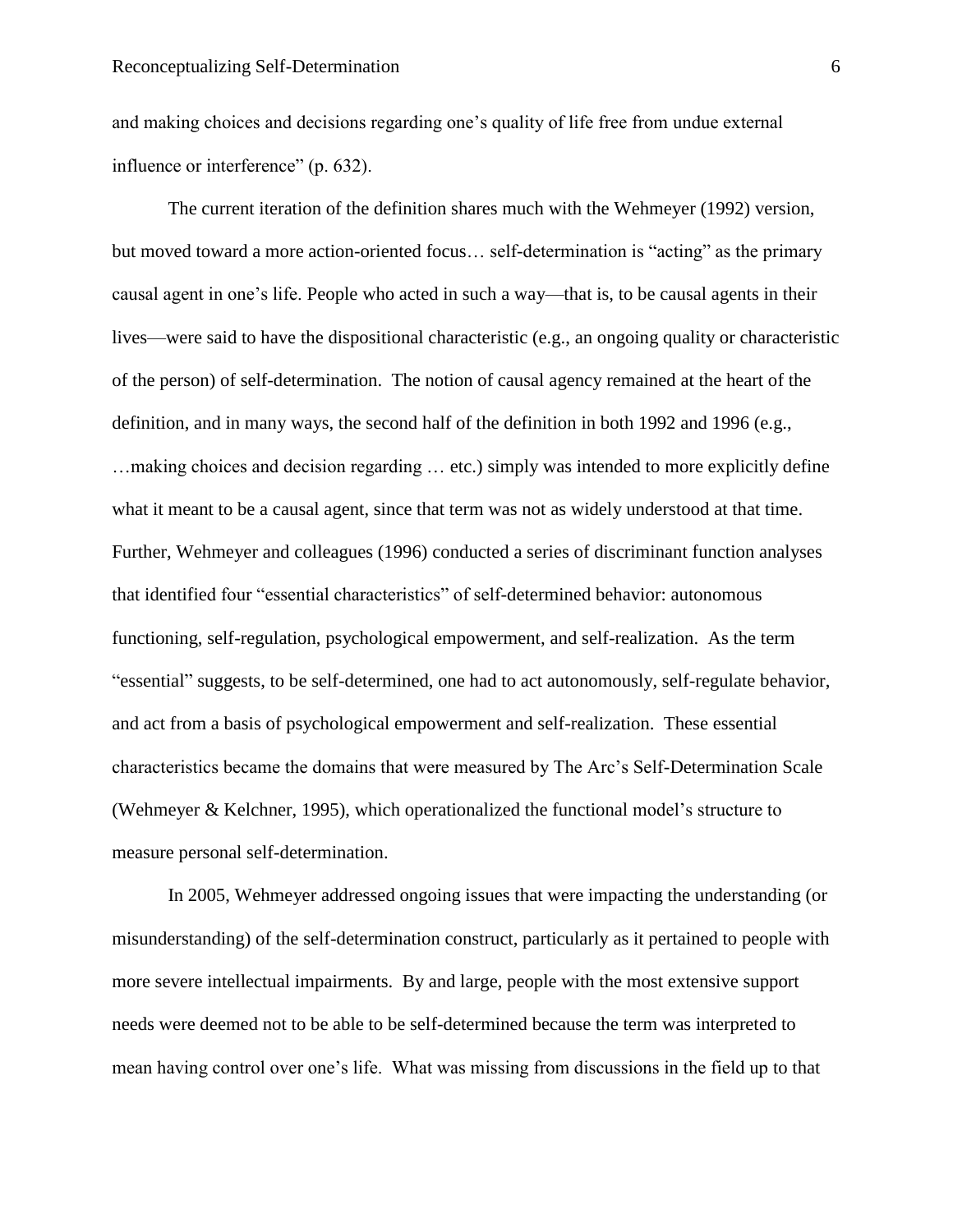and making choices and decisions regarding one's quality of life free from undue external influence or interference" (p. 632).

The current iteration of the definition shares much with the Wehmeyer (1992) version, but moved toward a more action-oriented focus… self-determination is "acting" as the primary causal agent in one's life. People who acted in such a way—that is, to be causal agents in their lives—were said to have the dispositional characteristic (e.g., an ongoing quality or characteristic of the person) of self-determination. The notion of causal agency remained at the heart of the definition, and in many ways, the second half of the definition in both 1992 and 1996 (e.g., …making choices and decision regarding … etc.) simply was intended to more explicitly define what it meant to be a causal agent, since that term was not as widely understood at that time. Further, Wehmeyer and colleagues (1996) conducted a series of discriminant function analyses that identified four "essential characteristics" of self-determined behavior: autonomous functioning, self-regulation, psychological empowerment, and self-realization. As the term "essential" suggests, to be self-determined, one had to act autonomously, self-regulate behavior, and act from a basis of psychological empowerment and self-realization. These essential characteristics became the domains that were measured by The Arc's Self-Determination Scale (Wehmeyer & Kelchner, 1995), which operationalized the functional model's structure to measure personal self-determination.

In 2005, Wehmeyer addressed ongoing issues that were impacting the understanding (or misunderstanding) of the self-determination construct, particularly as it pertained to people with more severe intellectual impairments. By and large, people with the most extensive support needs were deemed not to be able to be self-determined because the term was interpreted to mean having control over one's life. What was missing from discussions in the field up to that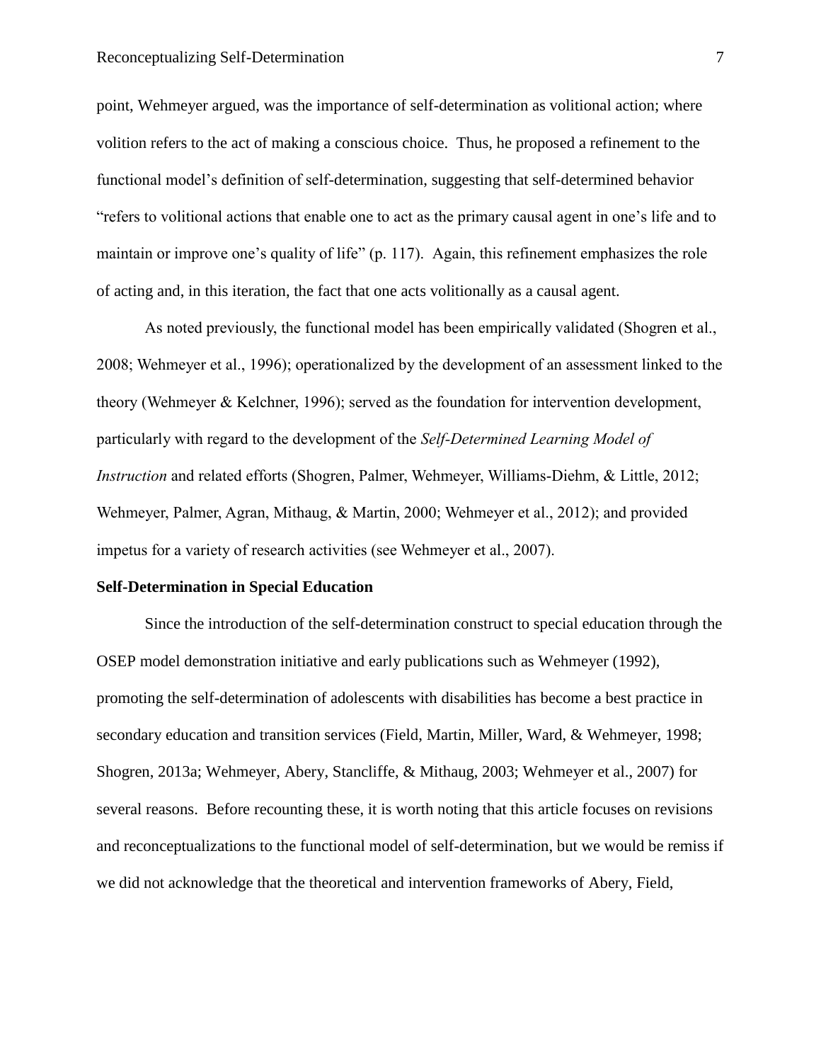point, Wehmeyer argued, was the importance of self-determination as volitional action; where volition refers to the act of making a conscious choice. Thus, he proposed a refinement to the functional model's definition of self-determination, suggesting that self-determined behavior "refers to volitional actions that enable one to act as the primary causal agent in one's life and to maintain or improve one's quality of life" (p. 117). Again, this refinement emphasizes the role of acting and, in this iteration, the fact that one acts volitionally as a causal agent.

As noted previously, the functional model has been empirically validated (Shogren et al., 2008; Wehmeyer et al., 1996); operationalized by the development of an assessment linked to the theory (Wehmeyer & Kelchner, 1996); served as the foundation for intervention development, particularly with regard to the development of the *Self-Determined Learning Model of Instruction* and related efforts (Shogren, Palmer, Wehmeyer, Williams-Diehm, & Little, 2012; Wehmeyer, Palmer, Agran, Mithaug, & Martin, 2000; Wehmeyer et al., 2012); and provided impetus for a variety of research activities (see Wehmeyer et al., 2007).

**Self-Determination in Special Education**

Since the introduction of the self-determination construct to special education through the OSEP model demonstration initiative and early publications such as Wehmeyer (1992), promoting the self-determination of adolescents with disabilities has become a best practice in secondary education and transition services (Field, Martin, Miller, Ward, & Wehmeyer, 1998; Shogren, 2013a; Wehmeyer, Abery, Stancliffe, & Mithaug, 2003; Wehmeyer et al., 2007) for several reasons. Before recounting these, it is worth noting that this article focuses on revisions and reconceptualizations to the functional model of self-determination, but we would be remiss if we did not acknowledge that the theoretical and intervention frameworks of Abery, Field,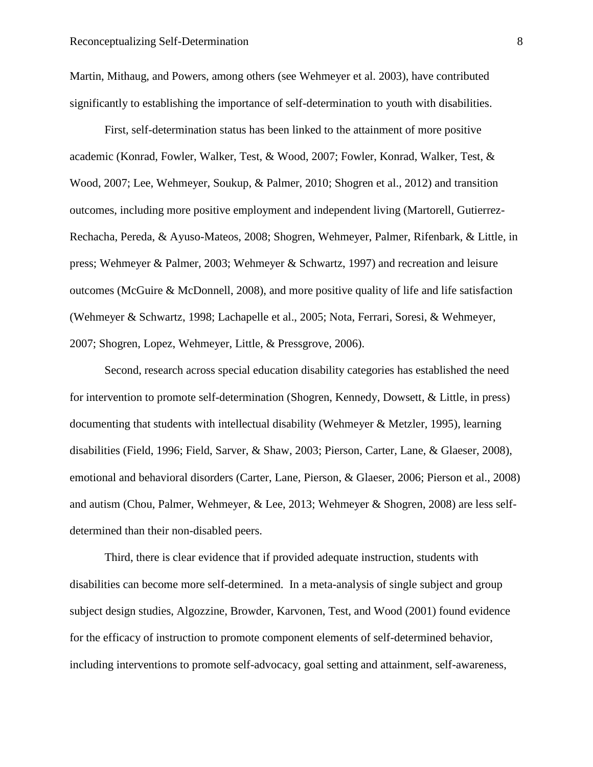Martin, Mithaug, and Powers, among others (see Wehmeyer et al. 2003), have contributed significantly to establishing the importance of self-determination to youth with disabilities.

First, self-determination status has been linked to the attainment of more positive academic (Konrad, Fowler, Walker, Test, & Wood, 2007; Fowler, Konrad, Walker, Test, & Wood, 2007; Lee, Wehmeyer, Soukup, & Palmer, 2010; Shogren et al., 2012) and transition outcomes, including more positive employment and independent living (Martorell, Gutierrez-Rechacha, Pereda, & Ayuso-Mateos, 2008; Shogren, Wehmeyer, Palmer, Rifenbark, & Little, in press; Wehmeyer & Palmer, 2003; Wehmeyer & Schwartz, 1997) and recreation and leisure outcomes (McGuire & McDonnell, 2008), and more positive quality of life and life satisfaction (Wehmeyer & Schwartz, 1998; Lachapelle et al., 2005; Nota, Ferrari, Soresi, & Wehmeyer, 2007; Shogren, Lopez, Wehmeyer, Little, & Pressgrove, 2006).

Second, research across special education disability categories has established the need for intervention to promote self-determination (Shogren, Kennedy, Dowsett, & Little, in press) documenting that students with intellectual disability (Wehmeyer & Metzler, 1995), learning disabilities (Field, 1996; Field, Sarver, & Shaw, 2003; Pierson, Carter, Lane, & Glaeser, 2008), emotional and behavioral disorders (Carter, Lane, Pierson, & Glaeser, 2006; Pierson et al., 2008) and autism (Chou, Palmer, Wehmeyer, & Lee, 2013; Wehmeyer & Shogren, 2008) are less self-determined than their non-disabled peers.

Third, there is clear evidence that if provided adequate instruction, students with disabilities can become more self-determined. In a meta-analysis of single subject and group subject design studies, Algozzine, Browder, Karvonen, Test, and Wood (2001) found evidence for the efficacy of instruction to promote component elements of self-determined behavior, including interventions to promote self-advocacy, goal setting and attainment, self-awareness,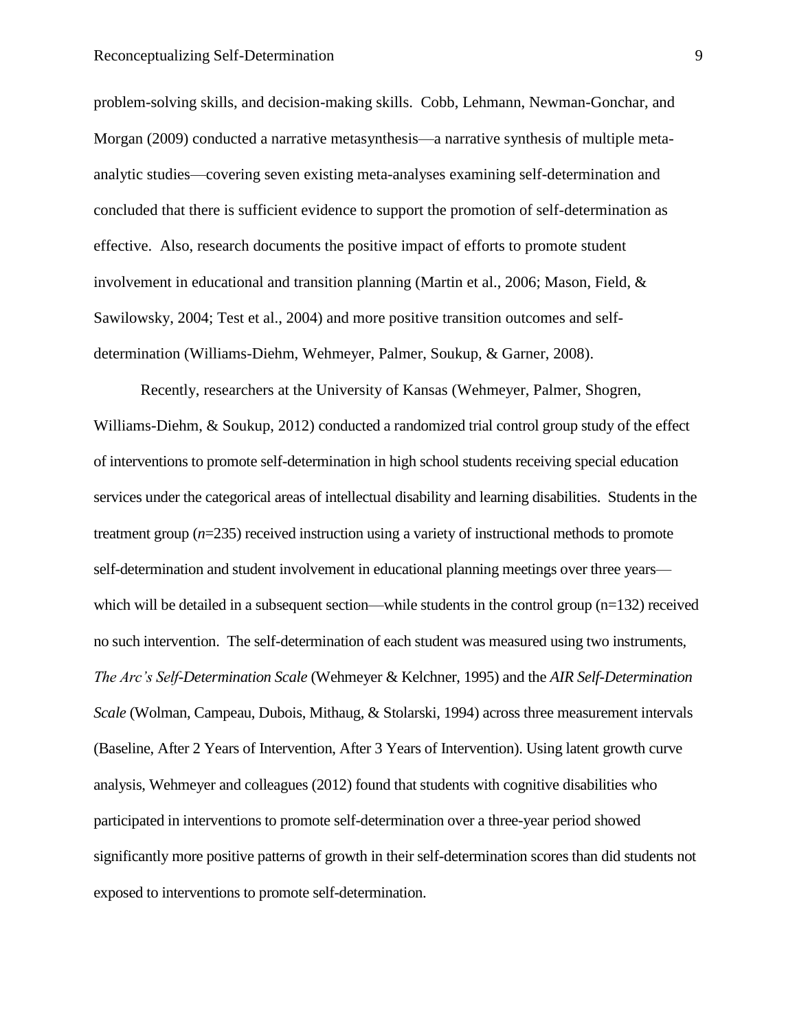problem-solving skills, and decision-making skills. Cobb, Lehmann, Newman-Gonchar, and Morgan (2009) conducted a narrative metasynthesis—a narrative synthesis of multiple meta-analytic studies—covering seven existing meta-analyses examining self-determination and concluded that there is sufficient evidence to support the promotion of self-determination as effective. Also, research documents the positive impact of efforts to promote student involvement in educational and transition planning (Martin et al., 2006; Mason, Field, & Sawilowsky, 2004; Test et al., 2004) and more positive transition outcomes and self-determination (Williams-Diehm, Wehmeyer, Palmer, Soukup, & Garner, 2008).

Recently, researchers at the University of Kansas (Wehmeyer, Palmer, Shogren, Williams-Diehm, & Soukup, 2012) conducted a randomized trial control group study of the effect of interventions to promote self-determination in high school students receiving special education services under the categorical areas of intellectual disability and learning disabilities. Students in the treatment group ($n$=235) received instruction using a variety of instructional methods to promote self-determination and student involvement in educational planning meetings over three years—which will be detailed in a subsequent section—while students in the control group (n=132) received no such intervention. The self-determination of each student was measured using two instruments, *The Arc's Self-Determination Scale* (Wehmeyer & Kelchner, 1995) and the *AIR Self-Determination Scale* (Wolman, Campeau, Dubois, Mithaug, & Stolarski, 1994) across three measurement intervals (Baseline, After 2 Years of Intervention, After 3 Years of Intervention). Using latent growth curve analysis, Wehmeyer and colleagues (2012) found that students with cognitive disabilities who participated in interventions to promote self-determination over a three-year period showed significantly more positive patterns of growth in their self-determination scores than did students not exposed to interventions to promote self-determination.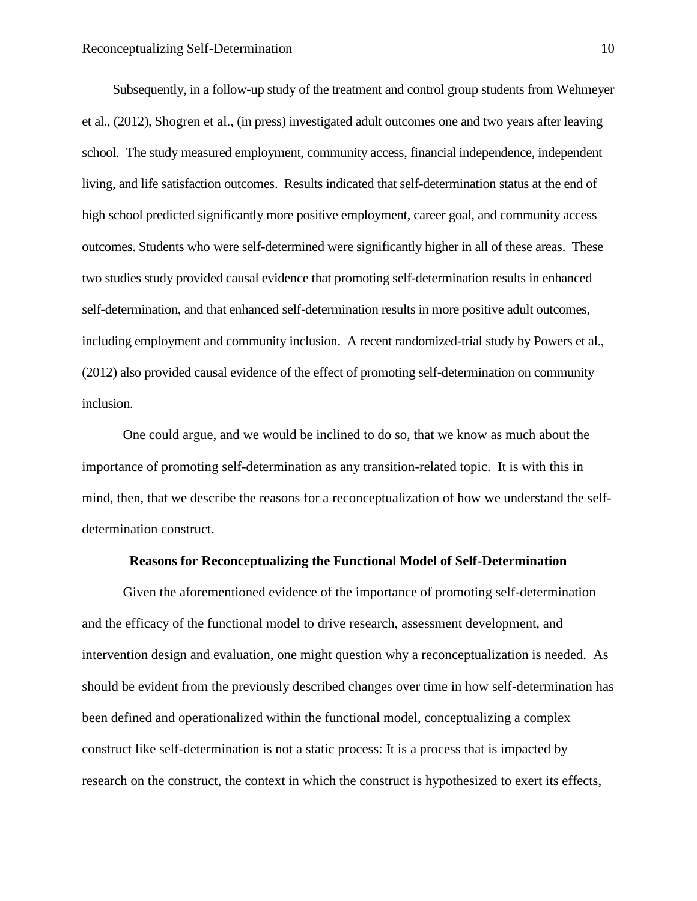Subsequently, in a follow-up study of the treatment and control group students from Wehmeyer et al., (2012), Shogren et al., (in press) investigated adult outcomes one and two years after leaving school. The study measured employment, community access, financial independence, independent living, and life satisfaction outcomes. Results indicated that self-determination status at the end of high school predicted significantly more positive employment, career goal, and community access outcomes. Students who were self-determined were significantly higher in all of these areas. These two studies study provided causal evidence that promoting self-determination results in enhanced self-determination, and that enhanced self-determination results in more positive adult outcomes, including employment and community inclusion. A recent randomized-trial study by Powers et al., (2012) also provided causal evidence of the effect of promoting self-determination on community inclusion.

One could argue, and we would be inclined to do so, that we know as much about the importance of promoting self-determination as any transition-related topic. It is with this in mind, then, that we describe the reasons for a reconceptualization of how we understand the self-determination construct.

## Reasons for Reconceptualizing the Functional Model of Self-Determination

Given the aforementioned evidence of the importance of promoting self-determination and the efficacy of the functional model to drive research, assessment development, and intervention design and evaluation, one might question why a reconceptualization is needed. As should be evident from the previously described changes over time in how self-determination has been defined and operationalized within the functional model, conceptualizing a complex construct like self-determination is not a static process: It is a process that is impacted by research on the construct, the context in which the construct is hypothesized to exert its effects,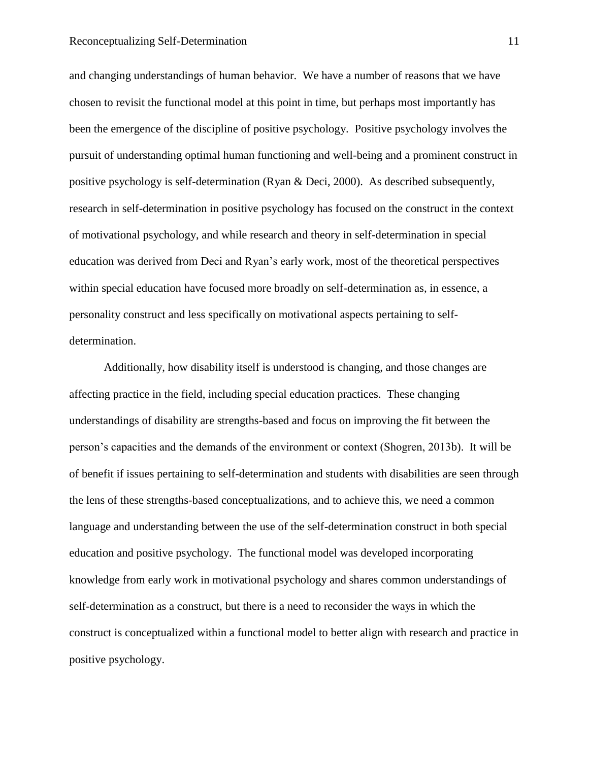and changing understandings of human behavior. We have a number of reasons that we have chosen to revisit the functional model at this point in time, but perhaps most importantly has been the emergence of the discipline of positive psychology. Positive psychology involves the pursuit of understanding optimal human functioning and well-being and a prominent construct in positive psychology is self-determination (Ryan & Deci, 2000). As described subsequently, research in self-determination in positive psychology has focused on the construct in the context of motivational psychology, and while research and theory in self-determination in special education was derived from Deci and Ryan's early work, most of the theoretical perspectives within special education have focused more broadly on self-determination as, in essence, a personality construct and less specifically on motivational aspects pertaining to self-determination.

Additionally, how disability itself is understood is changing, and those changes are affecting practice in the field, including special education practices. These changing understandings of disability are strengths-based and focus on improving the fit between the person's capacities and the demands of the environment or context (Shogren, 2013b). It will be of benefit if issues pertaining to self-determination and students with disabilities are seen through the lens of these strengths-based conceptualizations, and to achieve this, we need a common language and understanding between the use of the self-determination construct in both special education and positive psychology. The functional model was developed incorporating knowledge from early work in motivational psychology and shares common understandings of self-determination as a construct, but there is a need to reconsider the ways in which the construct is conceptualized within a functional model to better align with research and practice in positive psychology.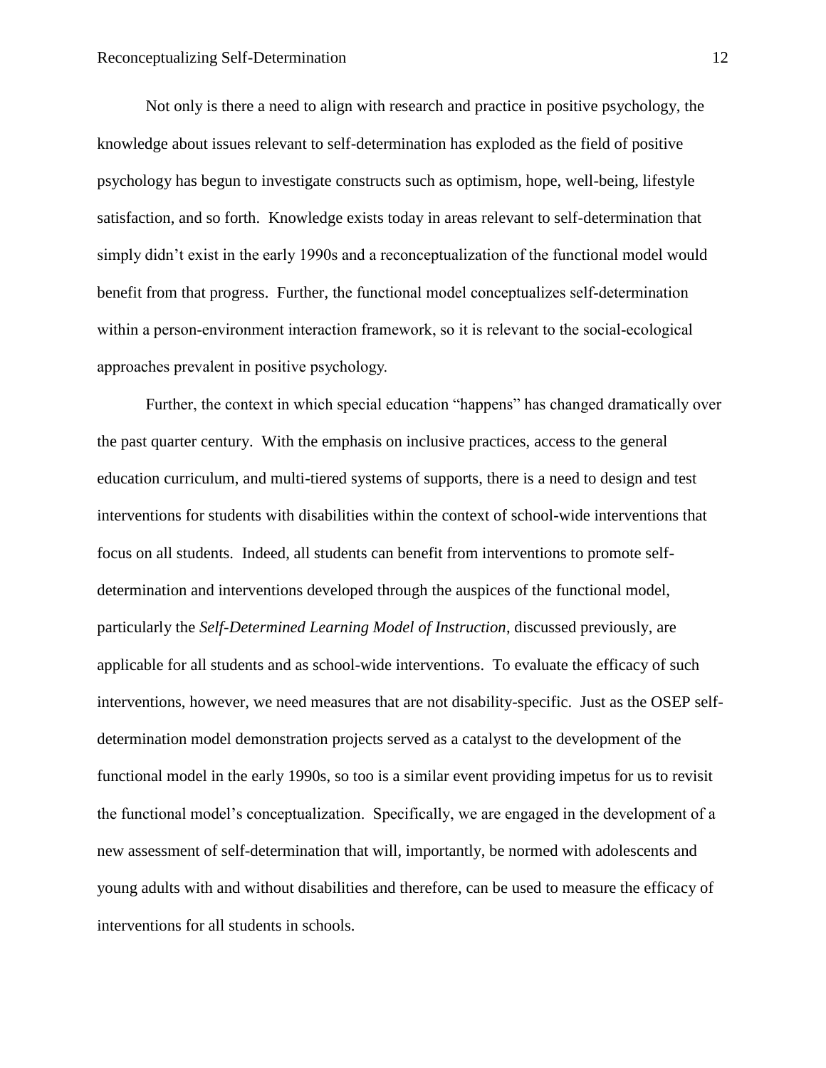Not only is there a need to align with research and practice in positive psychology, the knowledge about issues relevant to self-determination has exploded as the field of positive psychology has begun to investigate constructs such as optimism, hope, well-being, lifestyle satisfaction, and so forth. Knowledge exists today in areas relevant to self-determination that simply didn't exist in the early 1990s and a reconceptualization of the functional model would benefit from that progress. Further, the functional model conceptualizes self-determination within a person-environment interaction framework, so it is relevant to the social-ecological approaches prevalent in positive psychology.

Further, the context in which special education "happens" has changed dramatically over the past quarter century. With the emphasis on inclusive practices, access to the general education curriculum, and multi-tiered systems of supports, there is a need to design and test interventions for students with disabilities within the context of school-wide interventions that focus on all students. Indeed, all students can benefit from interventions to promote self-determination and interventions developed through the auspices of the functional model, particularly the *Self-Determined Learning Model of Instruction*, discussed previously, are applicable for all students and as school-wide interventions. To evaluate the efficacy of such interventions, however, we need measures that are not disability-specific. Just as the OSEP self-determination model demonstration projects served as a catalyst to the development of the functional model in the early 1990s, so too is a similar event providing impetus for us to revisit the functional model's conceptualization. Specifically, we are engaged in the development of a new assessment of self-determination that will, importantly, be normed with adolescents and young adults with and without disabilities and therefore, can be used to measure the efficacy of interventions for all students in schools.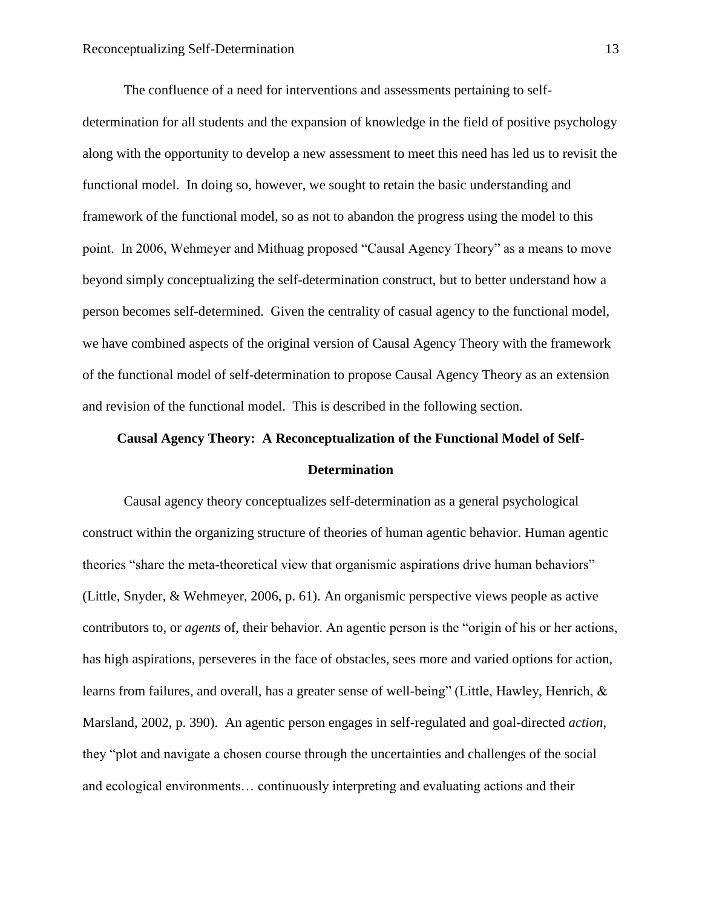The confluence of a need for interventions and assessments pertaining to self-determination for all students and the expansion of knowledge in the field of positive psychology along with the opportunity to develop a new assessment to meet this need has led us to revisit the functional model. In doing so, however, we sought to retain the basic understanding and framework of the functional model, so as not to abandon the progress using the model to this point. In 2006, Wehmeyer and Mithuag proposed "Causal Agency Theory" as a means to move beyond simply conceptualizing the self-determination construct, but to better understand how a person becomes self-determined. Given the centrality of casual agency to the functional model, we have combined aspects of the original version of Causal Agency Theory with the framework of the functional model of self-determination to propose Causal Agency Theory as an extension and revision of the functional model. This is described in the following section.

## Causal Agency Theory: A Reconceptualization of the Functional Model of Self-Determination

Causal agency theory conceptualizes self-determination as a general psychological construct within the organizing structure of theories of human agentic behavior. Human agentic theories "share the meta-theoretical view that organismic aspirations drive human behaviors" (Little, Snyder, & Wehmeyer, 2006, p. 61). An organismic perspective views people as active contributors to, or *agents* of, their behavior. An agentic person is the "origin of his or her actions, has high aspirations, perseveres in the face of obstacles, sees more and varied options for action, learns from failures, and overall, has a greater sense of well-being" (Little, Hawley, Henrich, & Marsland, 2002, p. 390). An agentic person engages in self-regulated and goal-directed *action*, they "plot and navigate a chosen course through the uncertainties and challenges of the social and ecological environments… continuously interpreting and evaluating actions and their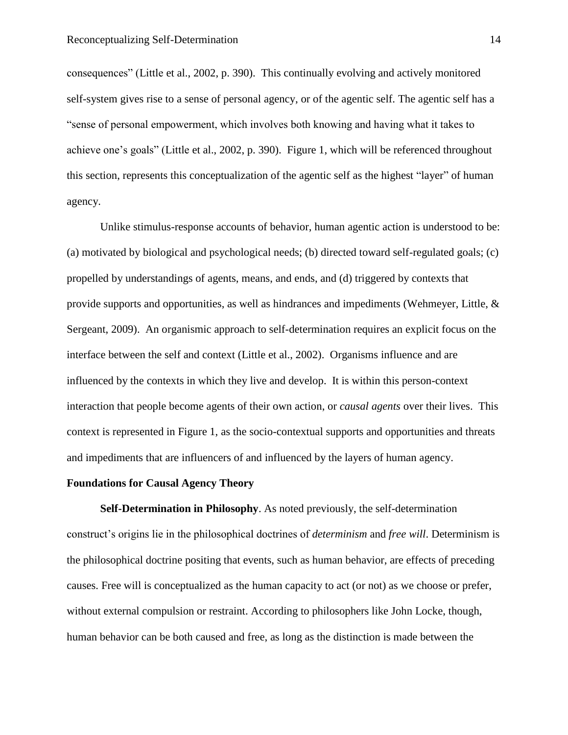consequences" (Little et al., 2002, p. 390). This continually evolving and actively monitored self-system gives rise to a sense of personal agency, or of the agentic self. The agentic self has a "sense of personal empowerment, which involves both knowing and having what it takes to achieve one's goals" (Little et al., 2002, p. 390). Figure 1, which will be referenced throughout this section, represents this conceptualization of the agentic self as the highest "layer" of human agency.

Unlike stimulus-response accounts of behavior, human agentic action is understood to be: (a) motivated by biological and psychological needs; (b) directed toward self-regulated goals; (c) propelled by understandings of agents, means, and ends, and (d) triggered by contexts that provide supports and opportunities, as well as hindrances and impediments (Wehmeyer, Little, & Sergeant, 2009). An organismic approach to self-determination requires an explicit focus on the interface between the self and context (Little et al., 2002). Organisms influence and are influenced by the contexts in which they live and develop. It is within this person-context interaction that people become agents of their own action, or *causal agents* over their lives. This context is represented in Figure 1, as the socio-contextual supports and opportunities and threats and impediments that are influencers of and influenced by the layers of human agency.

## Foundations for Causal Agency Theory

**Self-Determination in Philosophy**. As noted previously, the self-determination construct's origins lie in the philosophical doctrines of *determinism* and *free will*. Determinism is the philosophical doctrine positing that events, such as human behavior, are effects of preceding causes. Free will is conceptualized as the human capacity to act (or not) as we choose or prefer, without external compulsion or restraint. According to philosophers like John Locke, though, human behavior can be both caused and free, as long as the distinction is made between the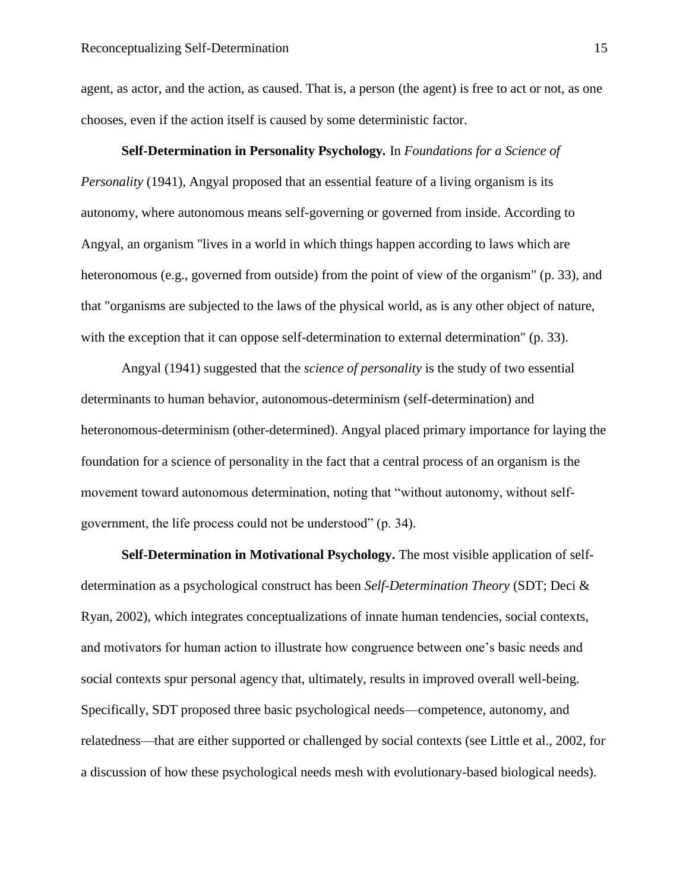agent, as actor, and the action, as caused. That is, a person (the agent) is free to act or not, as one chooses, even if the action itself is caused by some deterministic factor.

**Self-Determination in Personality Psychology.** In *Foundations for a Science of Personality* (1941), Angyal proposed that an essential feature of a living organism is its autonomy, where autonomous means self-governing or governed from inside. According to Angyal, an organism "lives in a world in which things happen according to laws which are heteronomous (e.g., governed from outside) from the point of view of the organism" (p. 33), and that "organisms are subjected to the laws of the physical world, as is any other object of nature, with the exception that it can oppose self-determination to external determination" (p. 33).

Angyal (1941) suggested that the *science of personality* is the study of two essential determinants to human behavior, autonomous-determinism (self-determination) and heteronomous-determinism (other-determined). Angyal placed primary importance for laying the foundation for a science of personality in the fact that a central process of an organism is the movement toward autonomous determination, noting that "without autonomy, without self-government, the life process could not be understood" (p. 34).

**Self-Determination in Motivational Psychology.** The most visible application of self-determination as a psychological construct has been *Self-Determination Theory* (SDT; Deci & Ryan, 2002), which integrates conceptualizations of innate human tendencies, social contexts, and motivators for human action to illustrate how congruence between one's basic needs and social contexts spur personal agency that, ultimately, results in improved overall well-being. Specifically, SDT proposed three basic psychological needs—competence, autonomy, and relatedness—that are either supported or challenged by social contexts (see Little et al., 2002, for a discussion of how these psychological needs mesh with evolutionary-based biological needs).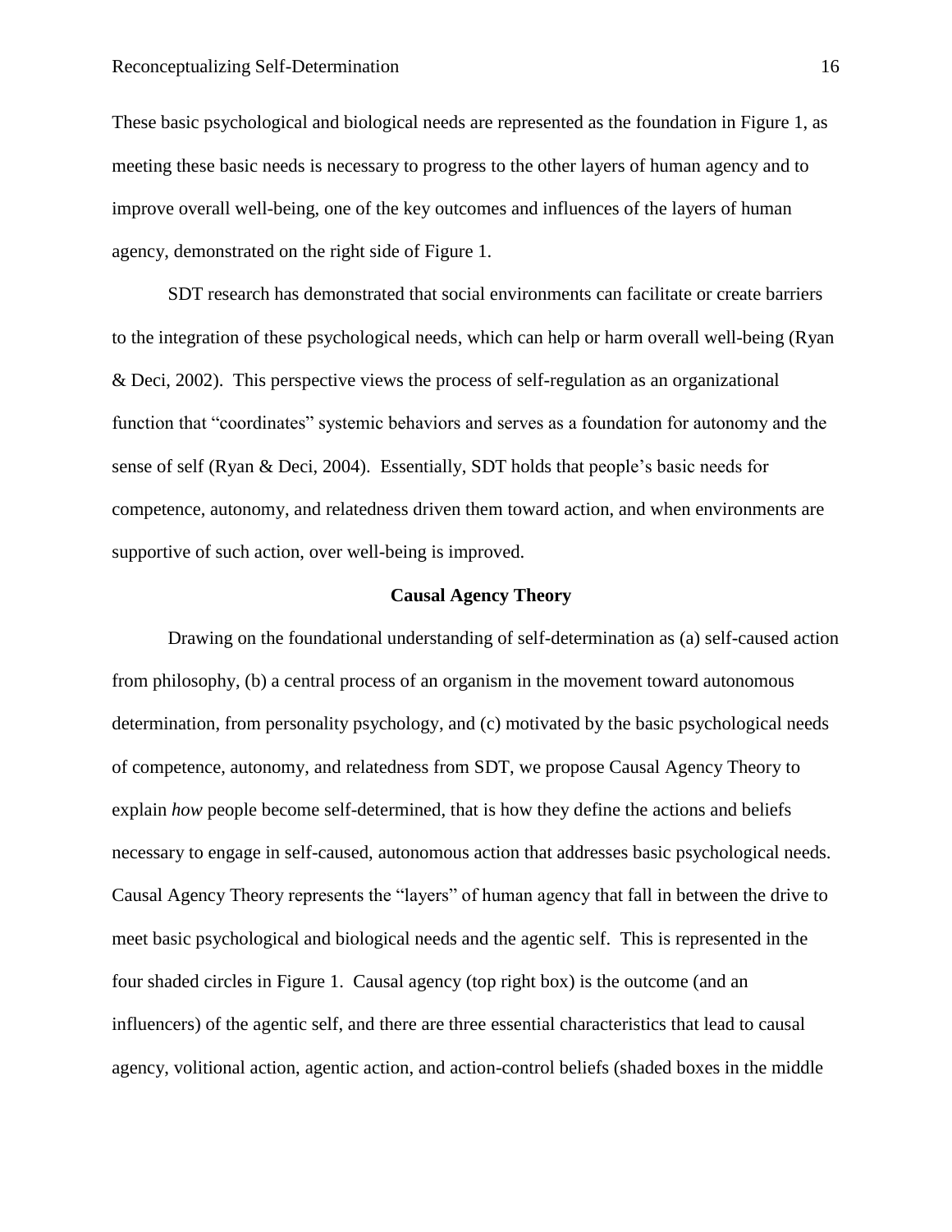These basic psychological and biological needs are represented as the foundation in Figure 1, as meeting these basic needs is necessary to progress to the other layers of human agency and to improve overall well-being, one of the key outcomes and influences of the layers of human agency, demonstrated on the right side of Figure 1.

SDT research has demonstrated that social environments can facilitate or create barriers to the integration of these psychological needs, which can help or harm overall well-being (Ryan & Deci, 2002). This perspective views the process of self-regulation as an organizational function that "coordinates" systemic behaviors and serves as a foundation for autonomy and the sense of self (Ryan & Deci, 2004). Essentially, SDT holds that people's basic needs for competence, autonomy, and relatedness driven them toward action, and when environments are supportive of such action, over well-being is improved.

## Causal Agency Theory

Drawing on the foundational understanding of self-determination as (a) self-caused action from philosophy, (b) a central process of an organism in the movement toward autonomous determination, from personality psychology, and (c) motivated by the basic psychological needs of competence, autonomy, and relatedness from SDT, we propose Causal Agency Theory to explain *how* people become self-determined, that is how they define the actions and beliefs necessary to engage in self-caused, autonomous action that addresses basic psychological needs. Causal Agency Theory represents the "layers" of human agency that fall in between the drive to meet basic psychological and biological needs and the agentic self. This is represented in the four shaded circles in Figure 1. Causal agency (top right box) is the outcome (and an influencers) of the agentic self, and there are three essential characteristics that lead to causal agency, volitional action, agentic action, and action-control beliefs (shaded boxes in the middle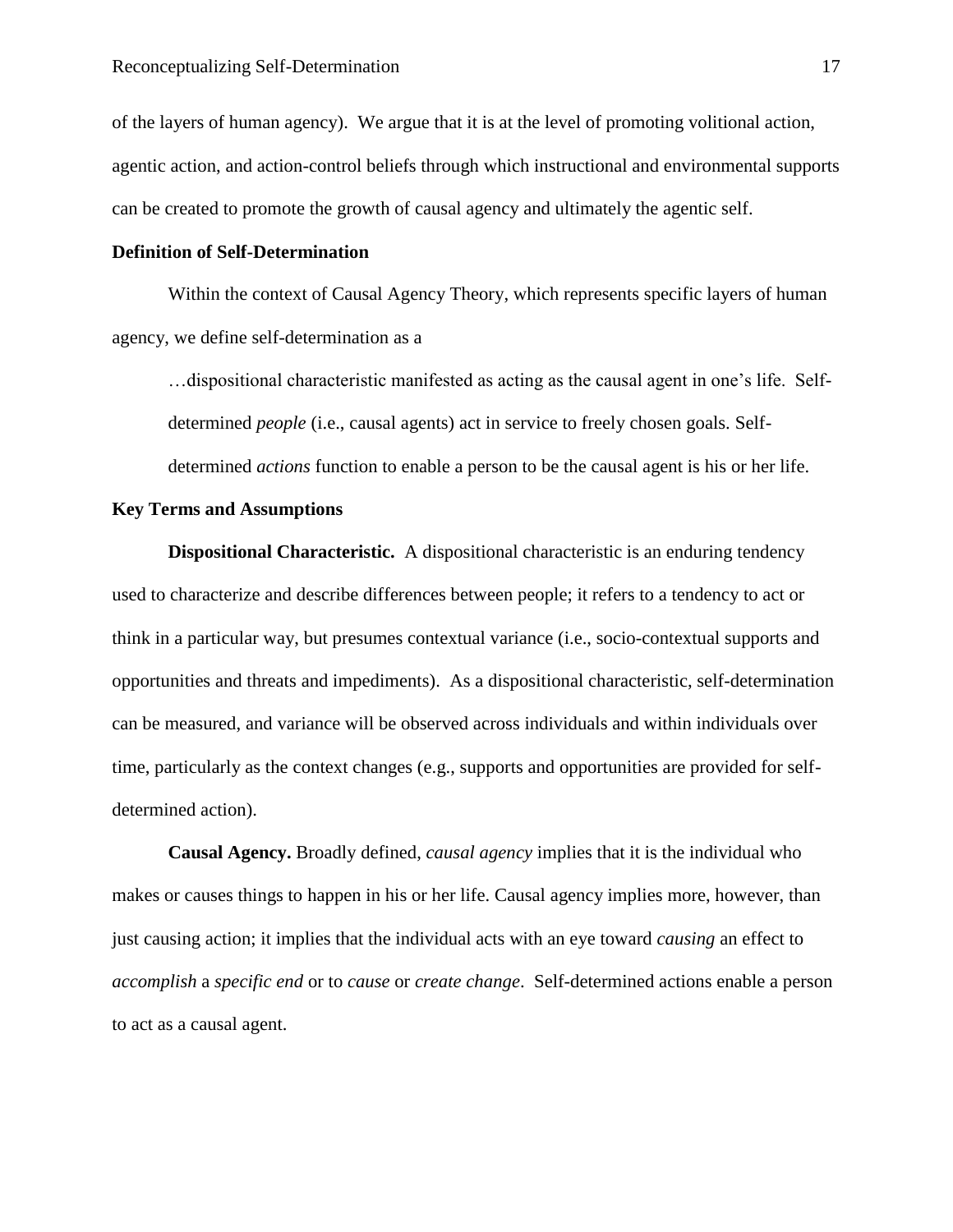of the layers of human agency). We argue that it is at the level of promoting volitional action, agentic action, and action-control beliefs through which instructional and environmental supports can be created to promote the growth of causal agency and ultimately the agentic self.

## Definition of Self-Determination

Within the context of Causal Agency Theory, which represents specific layers of human agency, we define self-determination as a

> …dispositional characteristic manifested as acting as the causal agent in one's life. Self-determined *people* (i.e., causal agents) act in service to freely chosen goals. Self-determined *actions* function to enable a person to be the causal agent is his or her life.

## Key Terms and Assumptions

**Dispositional Characteristic.** A dispositional characteristic is an enduring tendency used to characterize and describe differences between people; it refers to a tendency to act or think in a particular way, but presumes contextual variance (i.e., socio-contextual supports and opportunities and threats and impediments). As a dispositional characteristic, self-determination can be measured, and variance will be observed across individuals and within individuals over time, particularly as the context changes (e.g., supports and opportunities are provided for self-determined action).

**Causal Agency.** Broadly defined, *causal agency* implies that it is the individual who makes or causes things to happen in his or her life. Causal agency implies more, however, than just causing action; it implies that the individual acts with an eye toward *causing* an effect to *accomplish* a *specific end* or to *cause* or *create change*. Self-determined actions enable a person to act as a causal agent.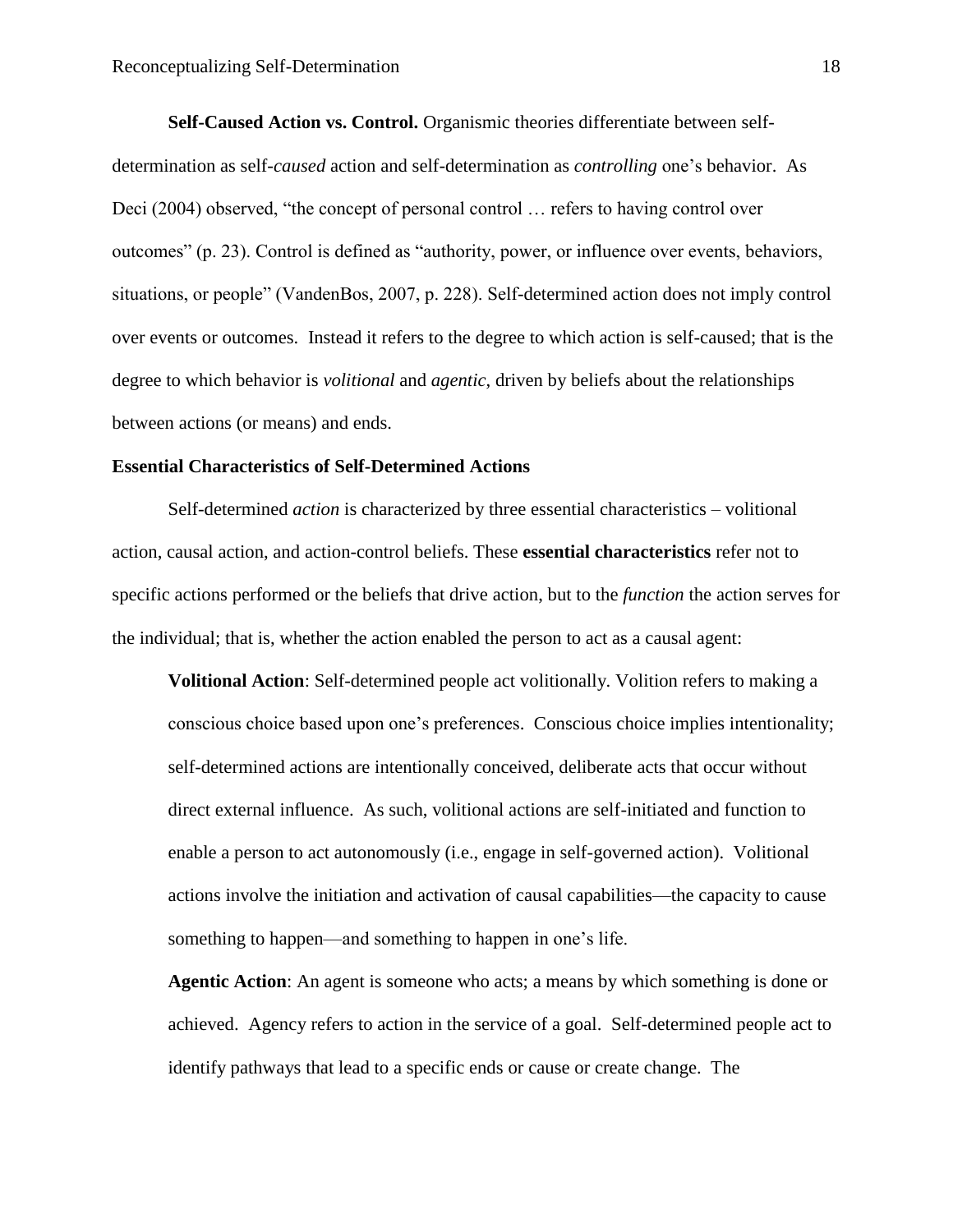**Self-Caused Action vs. Control.** Organismic theories differentiate between self-determination as self-*caused* action and self-determination as *controlling* one's behavior. As Deci (2004) observed, "the concept of personal control … refers to having control over outcomes" (p. 23). Control is defined as "authority, power, or influence over events, behaviors, situations, or people" (VandenBos, 2007, p. 228). Self-determined action does not imply control over events or outcomes. Instead it refers to the degree to which action is self-caused; that is the degree to which behavior is *volitional* and *agentic*, driven by beliefs about the relationships between actions (or means) and ends.

### Essential Characteristics of Self-Determined Actions

Self-determined *action* is characterized by three essential characteristics – volitional action, causal action, and action-control beliefs. These **essential characteristics** refer not to specific actions performed or the beliefs that drive action, but to the *function* the action serves for the individual; that is, whether the action enabled the person to act as a causal agent:

**Volitional Action**: Self-determined people act volitionally. Volition refers to making a conscious choice based upon one's preferences. Conscious choice implies intentionality; self-determined actions are intentionally conceived, deliberate acts that occur without direct external influence. As such, volitional actions are self-initiated and function to enable a person to act autonomously (i.e., engage in self-governed action). Volitional actions involve the initiation and activation of causal capabilities—the capacity to cause something to happen—and something to happen in one's life.

**Agentic Action**: An agent is someone who acts; a means by which something is done or achieved. Agency refers to action in the service of a goal. Self-determined people act to identify pathways that lead to a specific ends or cause or create change. The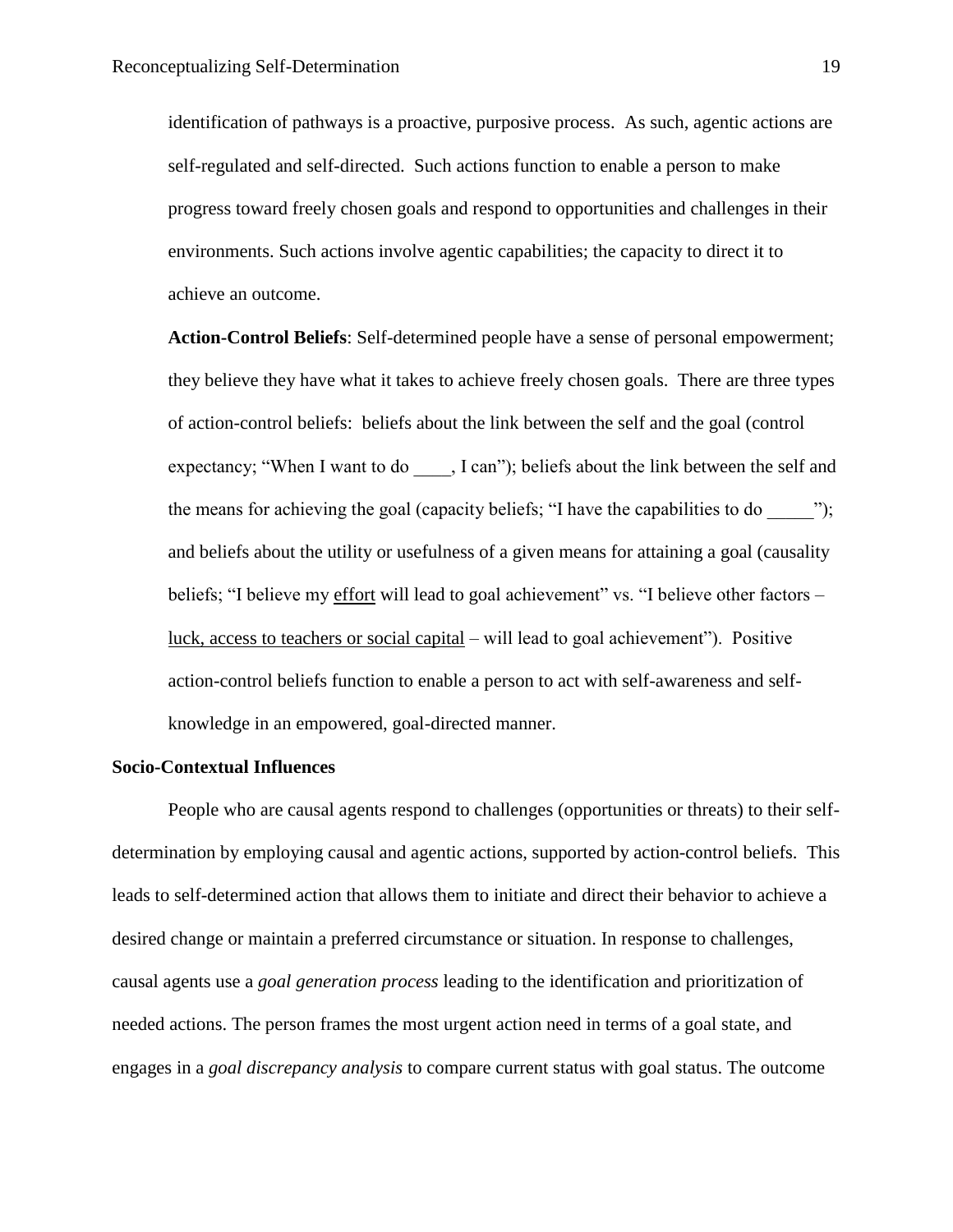identification of pathways is a proactive, purposive process. As such, agentic actions are self-regulated and self-directed. Such actions function to enable a person to make progress toward freely chosen goals and respond to opportunities and challenges in their environments. Such actions involve agentic capabilities; the capacity to direct it to achieve an outcome.

**Action-Control Beliefs**: Self-determined people have a sense of personal empowerment; they believe they have what it takes to achieve freely chosen goals. There are three types of action-control beliefs: beliefs about the link between the self and the goal (control expectancy; "When I want to do ____, I can"); beliefs about the link between the self and the means for achieving the goal (capacity beliefs; "I have the capabilities to do _____"); and beliefs about the utility or usefulness of a given means for attaining a goal (causality beliefs; "I believe my <u>effort</u> will lead to goal achievement" vs. "I believe other factors – <u>luck, access to teachers or social capital</u> – will lead to goal achievement"). Positive action-control beliefs function to enable a person to act with self-awareness and self-knowledge in an empowered, goal-directed manner.

**Socio-Contextual Influences**

People who are causal agents respond to challenges (opportunities or threats) to their self-determination by employing causal and agentic actions, supported by action-control beliefs. This leads to self-determined action that allows them to initiate and direct their behavior to achieve a desired change or maintain a preferred circumstance or situation. In response to challenges, causal agents use a *goal generation process* leading to the identification and prioritization of needed actions. The person frames the most urgent action need in terms of a goal state, and engages in a *goal discrepancy analysis* to compare current status with goal status. The outcome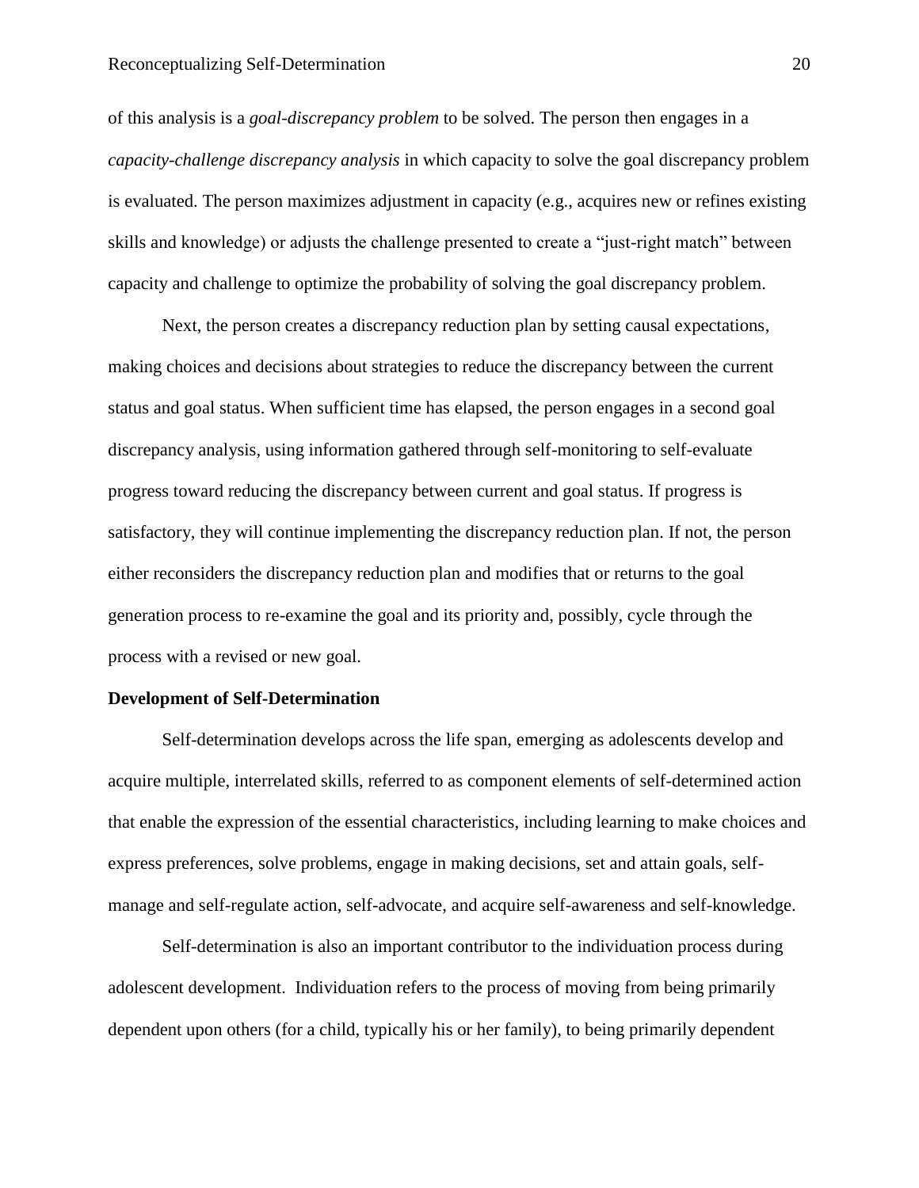of this analysis is a *goal-discrepancy problem* to be solved. The person then engages in a *capacity-challenge discrepancy analysis* in which capacity to solve the goal discrepancy problem is evaluated. The person maximizes adjustment in capacity (e.g., acquires new or refines existing skills and knowledge) or adjusts the challenge presented to create a "just-right match" between capacity and challenge to optimize the probability of solving the goal discrepancy problem.

Next, the person creates a discrepancy reduction plan by setting causal expectations, making choices and decisions about strategies to reduce the discrepancy between the current status and goal status. When sufficient time has elapsed, the person engages in a second goal discrepancy analysis, using information gathered through self-monitoring to self-evaluate progress toward reducing the discrepancy between current and goal status. If progress is satisfactory, they will continue implementing the discrepancy reduction plan. If not, the person either reconsiders the discrepancy reduction plan and modifies that or returns to the goal generation process to re-examine the goal and its priority and, possibly, cycle through the process with a revised or new goal.

**Development of Self-Determination**

Self-determination develops across the life span, emerging as adolescents develop and acquire multiple, interrelated skills, referred to as component elements of self-determined action that enable the expression of the essential characteristics, including learning to make choices and express preferences, solve problems, engage in making decisions, set and attain goals, self-manage and self-regulate action, self-advocate, and acquire self-awareness and self-knowledge.

Self-determination is also an important contributor to the individuation process during adolescent development. Individuation refers to the process of moving from being primarily dependent upon others (for a child, typically his or her family), to being primarily dependent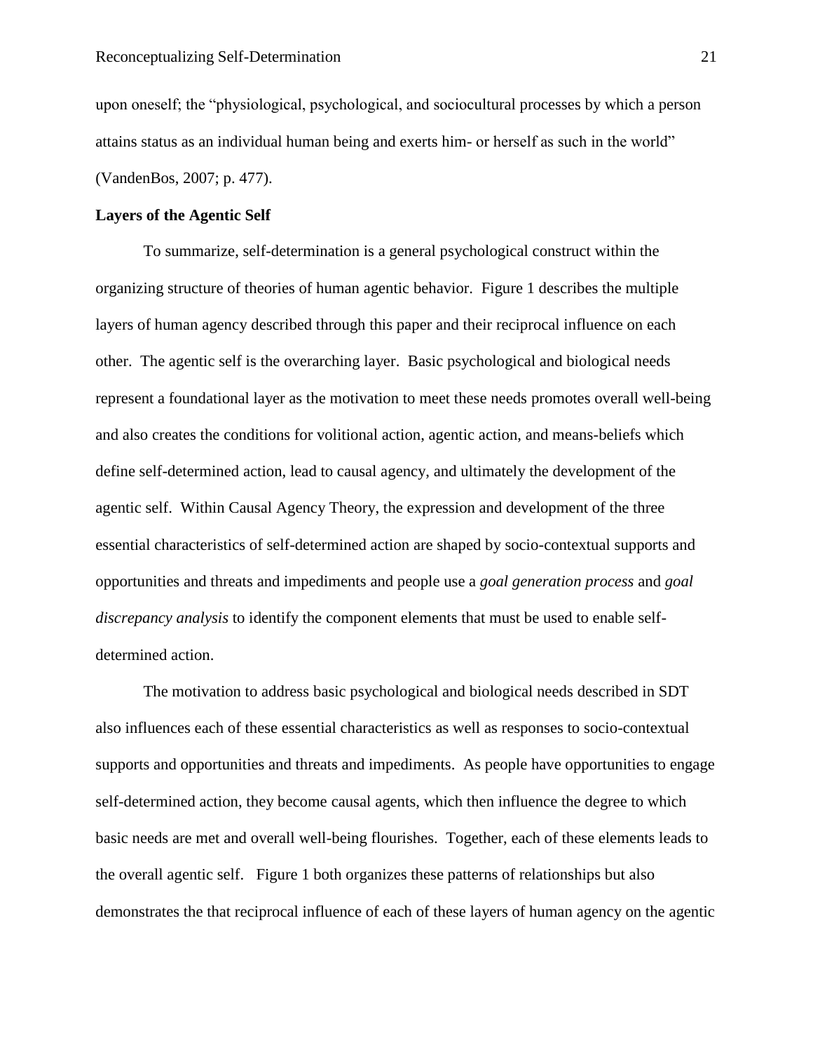upon oneself; the "physiological, psychological, and sociocultural processes by which a person attains status as an individual human being and exerts him- or herself as such in the world" (VandenBos, 2007; p. 477).

**Layers of the Agentic Self**

To summarize, self-determination is a general psychological construct within the organizing structure of theories of human agentic behavior. Figure 1 describes the multiple layers of human agency described through this paper and their reciprocal influence on each other. The agentic self is the overarching layer. Basic psychological and biological needs represent a foundational layer as the motivation to meet these needs promotes overall well-being and also creates the conditions for volitional action, agentic action, and means-beliefs which define self-determined action, lead to causal agency, and ultimately the development of the agentic self. Within Causal Agency Theory, the expression and development of the three essential characteristics of self-determined action are shaped by socio-contextual supports and opportunities and threats and impediments and people use a *goal generation process* and *goal discrepancy analysis* to identify the component elements that must be used to enable self-determined action.

The motivation to address basic psychological and biological needs described in SDT also influences each of these essential characteristics as well as responses to socio-contextual supports and opportunities and threats and impediments. As people have opportunities to engage self-determined action, they become causal agents, which then influence the degree to which basic needs are met and overall well-being flourishes. Together, each of these elements leads to the overall agentic self. Figure 1 both organizes these patterns of relationships but also demonstrates the that reciprocal influence of each of these layers of human agency on the agentic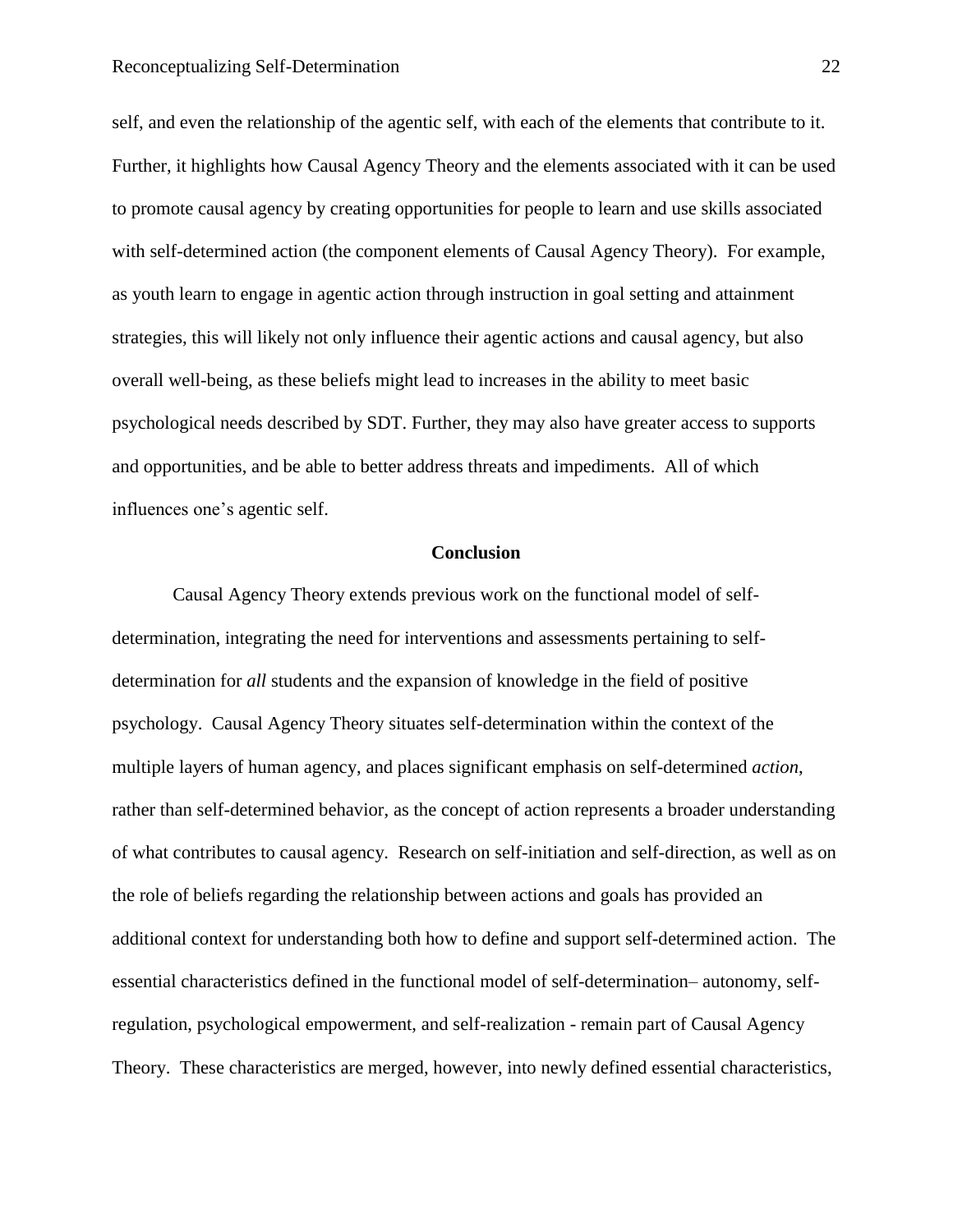self, and even the relationship of the agentic self, with each of the elements that contribute to it. Further, it highlights how Causal Agency Theory and the elements associated with it can be used to promote causal agency by creating opportunities for people to learn and use skills associated with self-determined action (the component elements of Causal Agency Theory). For example, as youth learn to engage in agentic action through instruction in goal setting and attainment strategies, this will likely not only influence their agentic actions and causal agency, but also overall well-being, as these beliefs might lead to increases in the ability to meet basic psychological needs described by SDT. Further, they may also have greater access to supports and opportunities, and be able to better address threats and impediments. All of which influences one's agentic self.

## Conclusion

Causal Agency Theory extends previous work on the functional model of self-determination, integrating the need for interventions and assessments pertaining to self-determination for *all* students and the expansion of knowledge in the field of positive psychology. Causal Agency Theory situates self-determination within the context of the multiple layers of human agency, and places significant emphasis on self-determined *action*, rather than self-determined behavior, as the concept of action represents a broader understanding of what contributes to causal agency. Research on self-initiation and self-direction, as well as on the role of beliefs regarding the relationship between actions and goals has provided an additional context for understanding both how to define and support self-determined action. The essential characteristics defined in the functional model of self-determination– autonomy, self-regulation, psychological empowerment, and self-realization - remain part of Causal Agency Theory. These characteristics are merged, however, into newly defined essential characteristics,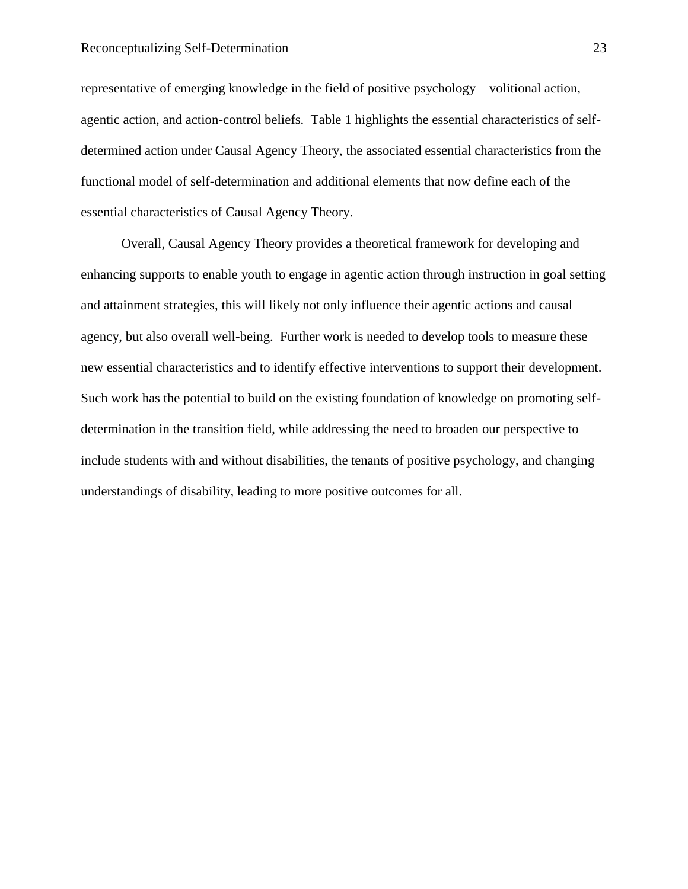representative of emerging knowledge in the field of positive psychology – volitional action, agentic action, and action-control beliefs. Table 1 highlights the essential characteristics of self-determined action under Causal Agency Theory, the associated essential characteristics from the functional model of self-determination and additional elements that now define each of the essential characteristics of Causal Agency Theory.

Overall, Causal Agency Theory provides a theoretical framework for developing and enhancing supports to enable youth to engage in agentic action through instruction in goal setting and attainment strategies, this will likely not only influence their agentic actions and causal agency, but also overall well-being. Further work is needed to develop tools to measure these new essential characteristics and to identify effective interventions to support their development. Such work has the potential to build on the existing foundation of knowledge on promoting self-determination in the transition field, while addressing the need to broaden our perspective to include students with and without disabilities, the tenants of positive psychology, and changing understandings of disability, leading to more positive outcomes for all.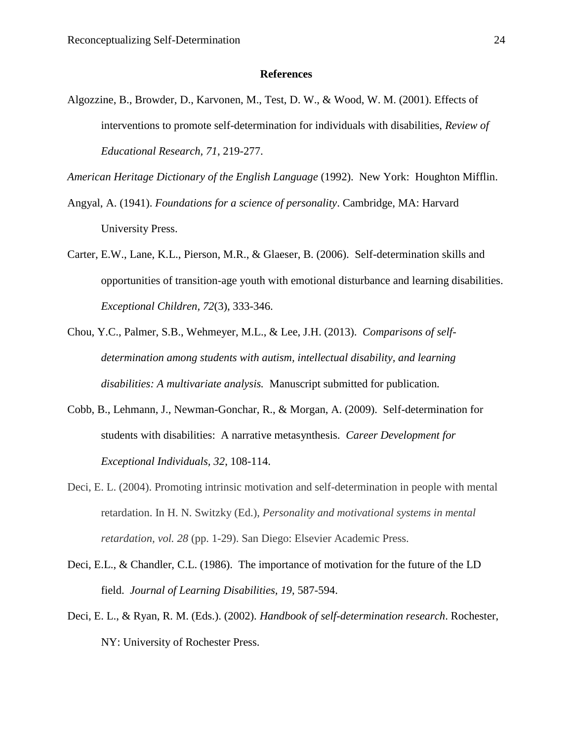## References

Algozzine, B., Browder, D., Karvonen, M., Test, D. W., & Wood, W. M. (2001). Effects of interventions to promote self-determination for individuals with disabilities, *Review of Educational Research, 71*, 219-277.

*American Heritage Dictionary of the English Language* (1992). New York: Houghton Mifflin.

Angyal, A. (1941). *Foundations for a science of personality*. Cambridge, MA: Harvard University Press.

Carter, E.W., Lane, K.L., Pierson, M.R., & Glaeser, B. (2006). Self-determination skills and opportunities of transition-age youth with emotional disturbance and learning disabilities. *Exceptional Children, 72*(3), 333-346.

Chou, Y.C., Palmer, S.B., Wehmeyer, M.L., & Lee, J.H. (2013). *Comparisons of self-determination among students with autism, intellectual disability, and learning disabilities: A multivariate analysis.* Manuscript submitted for publication.

Cobb, B., Lehmann, J., Newman-Gonchar, R., & Morgan, A. (2009). Self-determination for students with disabilities: A narrative metasynthesis. *Career Development for Exceptional Individuals, 32*, 108-114.

Deci, E. L. (2004). Promoting intrinsic motivation and self-determination in people with mental retardation. In H. N. Switzky (Ed.), *Personality and motivational systems in mental retardation, vol. 28* (pp. 1-29). San Diego: Elsevier Academic Press.

Deci, E.L., & Chandler, C.L. (1986). The importance of motivation for the future of the LD field. *Journal of Learning Disabilities, 19*, 587-594.

Deci, E. L., & Ryan, R. M. (Eds.). (2002). *Handbook of self-determination research*. Rochester, NY: University of Rochester Press.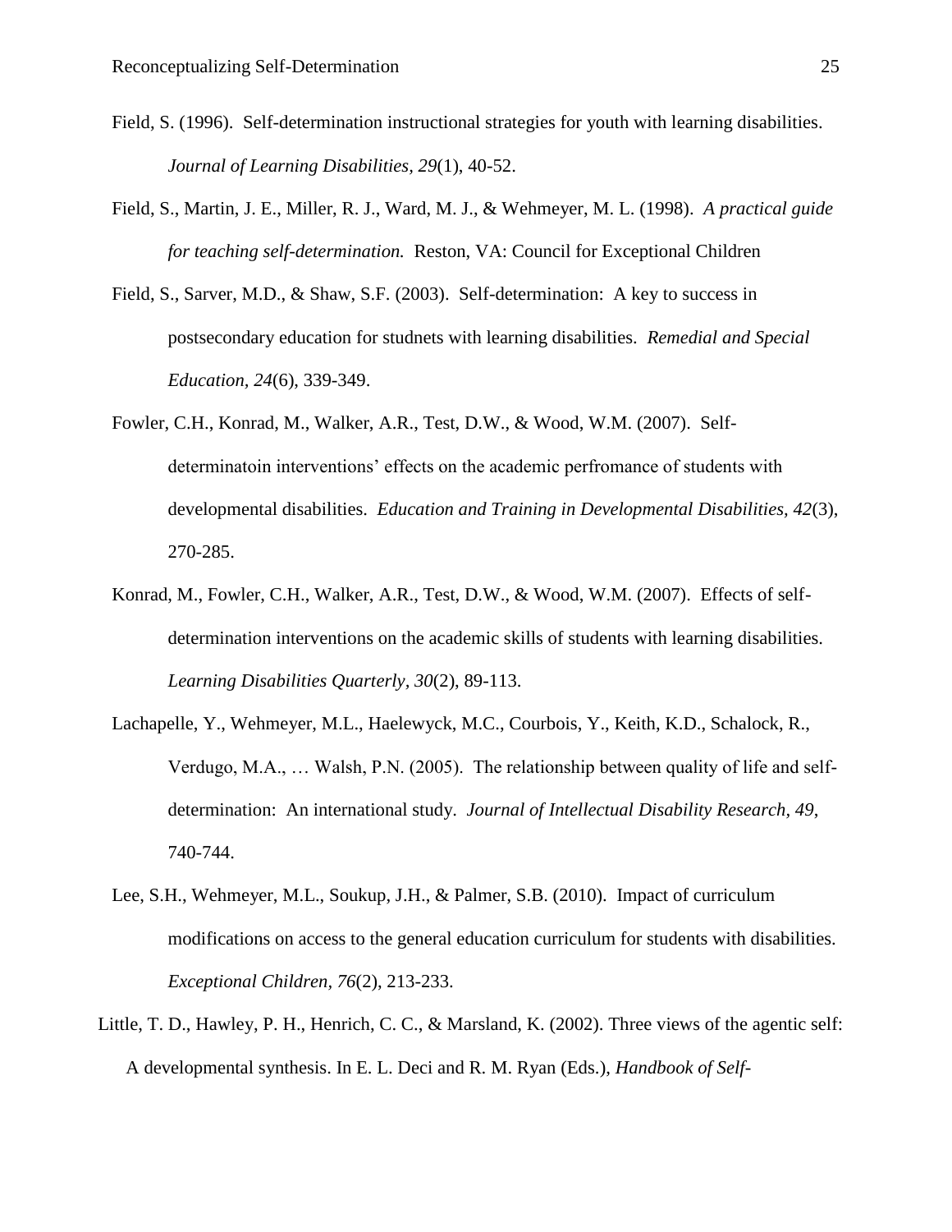Field, S. (1996). Self-determination instructional strategies for youth with learning disabilities. *Journal of Learning Disabilities, 29*(1), 40-52.

Field, S., Martin, J. E., Miller, R. J., Ward, M. J., & Wehmeyer, M. L. (1998). *A practical guide for teaching self-determination.* Reston, VA: Council for Exceptional Children

Field, S., Sarver, M.D., & Shaw, S.F. (2003). Self-determination: A key to success in postsecondary education for studnets with learning disabilities. *Remedial and Special Education, 24*(6), 339-349.

Fowler, C.H., Konrad, M., Walker, A.R., Test, D.W., & Wood, W.M. (2007). Self-determinatoin interventions' effects on the academic perfromance of students with developmental disabilities. *Education and Training in Developmental Disabilities, 42*(3), 270-285.

Konrad, M., Fowler, C.H., Walker, A.R., Test, D.W., & Wood, W.M. (2007). Effects of self-determination interventions on the academic skills of students with learning disabilities. *Learning Disabilities Quarterly, 30*(2), 89-113.

Lachapelle, Y., Wehmeyer, M.L., Haelewyck, M.C., Courbois, Y., Keith, K.D., Schalock, R., Verdugo, M.A., … Walsh, P.N. (2005). The relationship between quality of life and self-determination: An international study. *Journal of Intellectual Disability Research, 49*, 740-744.

Lee, S.H., Wehmeyer, M.L., Soukup, J.H., & Palmer, S.B. (2010). Impact of curriculum modifications on access to the general education curriculum for students with disabilities. *Exceptional Children, 76*(2), 213-233.

Little, T. D., Hawley, P. H., Henrich, C. C., & Marsland, K. (2002). Three views of the agentic self: A developmental synthesis. In E. L. Deci and R. M. Ryan (Eds.), *Handbook of Self-*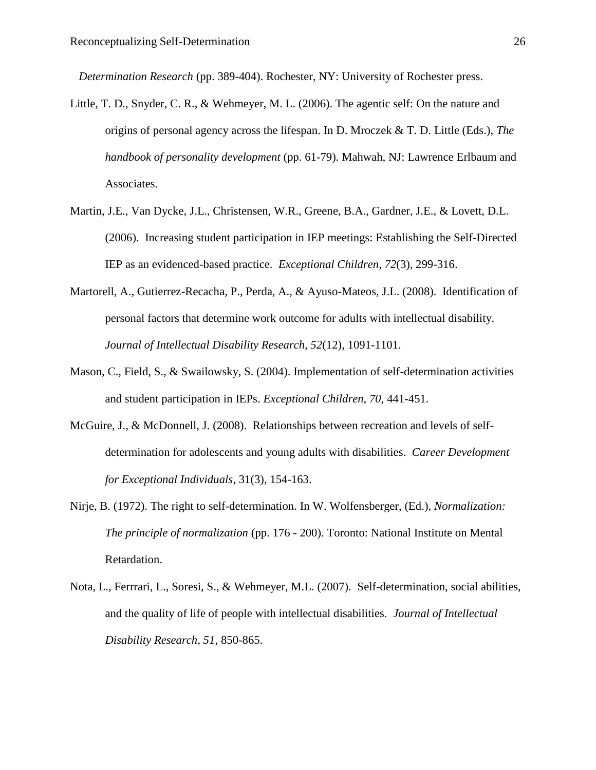*Determination Research* (pp. 389-404). Rochester, NY: University of Rochester press.

Little, T. D., Snyder, C. R., & Wehmeyer, M. L. (2006). The agentic self: On the nature and origins of personal agency across the lifespan. In D. Mroczek & T. D. Little (Eds.), *The handbook of personality development* (pp. 61-79). Mahwah, NJ: Lawrence Erlbaum and Associates.

Martin, J.E., Van Dycke, J.L., Christensen, W.R., Greene, B.A., Gardner, J.E., & Lovett, D.L. (2006). Increasing student participation in IEP meetings: Establishing the Self-Directed IEP as an evidenced-based practice. *Exceptional Children, 72*(3), 299-316.

Martorell, A., Gutierrez-Recacha, P., Perda, A., & Ayuso-Mateos, J.L. (2008). Identification of personal factors that determine work outcome for adults with intellectual disability. *Journal of Intellectual Disability Research, 52*(12), 1091-1101.

Mason, C., Field, S., & Swailowsky, S. (2004). Implementation of self-determination activities and student participation in IEPs. *Exceptional Children, 70*, 441-451.

McGuire, J., & McDonnell, J. (2008). Relationships between recreation and levels of self-determination for adolescents and young adults with disabilities. *Career Development for Exceptional Individuals*, 31(3), 154-163.

Nirje, B. (1972). The right to self-determination. In W. Wolfensberger, (Ed.), *Normalization: The principle of normalization* (pp. 176 - 200). Toronto: National Institute on Mental Retardation.

Nota, L., Ferrrari, L., Soresi, S., & Wehmeyer, M.L. (2007). Self-determination, social abilities, and the quality of life of people with intellectual disabilities. *Journal of Intellectual Disability Research, 51*, 850-865.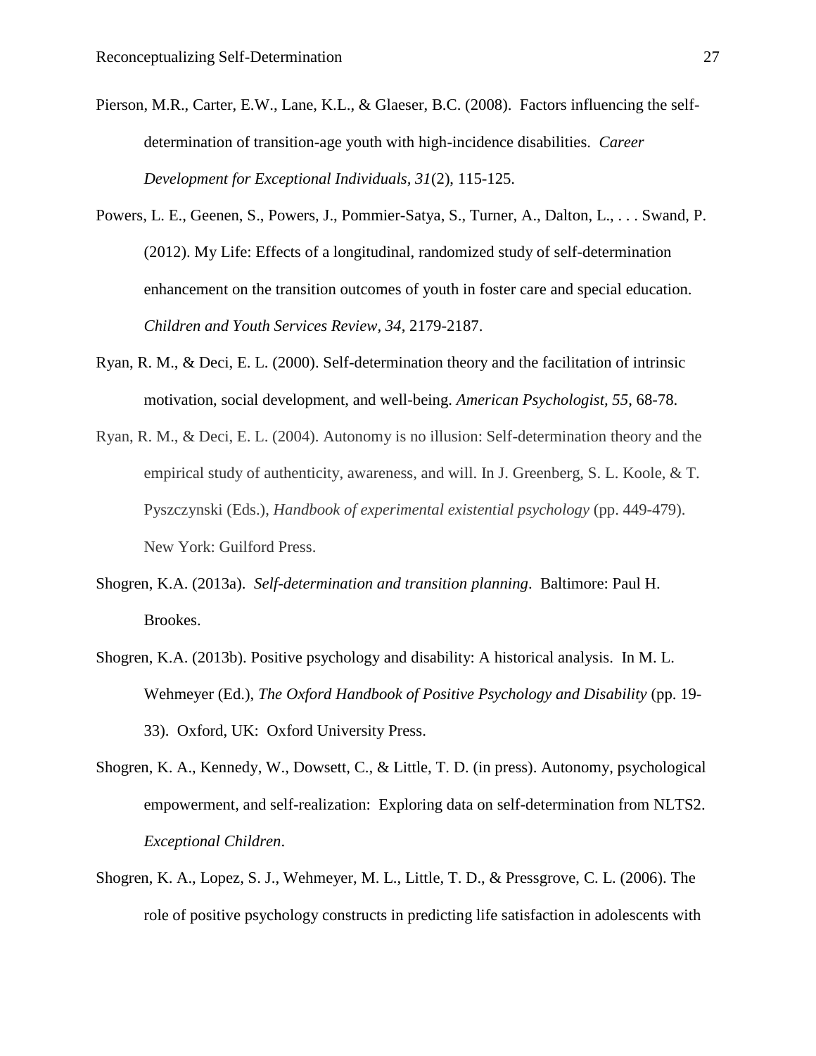Pierson, M.R., Carter, E.W., Lane, K.L., & Glaeser, B.C. (2008). Factors influencing the self-determination of transition-age youth with high-incidence disabilities. *Career Development for Exceptional Individuals, 31*(2), 115-125.

Powers, L. E., Geenen, S., Powers, J., Pommier-Satya, S., Turner, A., Dalton, L., . . . Swand, P. (2012). My Life: Effects of a longitudinal, randomized study of self-determination enhancement on the transition outcomes of youth in foster care and special education. *Children and Youth Services Review, 34*, 2179-2187.

Ryan, R. M., & Deci, E. L. (2000). Self-determination theory and the facilitation of intrinsic motivation, social development, and well-being. *American Psychologist, 55*, 68-78.

Ryan, R. M., & Deci, E. L. (2004). Autonomy is no illusion: Self-determination theory and the empirical study of authenticity, awareness, and will. In J. Greenberg, S. L. Koole, & T. Pyszczynski (Eds.), *Handbook of experimental existential psychology* (pp. 449-479). New York: Guilford Press.

Shogren, K.A. (2013a). *Self-determination and transition planning*. Baltimore: Paul H. Brookes.

Shogren, K.A. (2013b). Positive psychology and disability: A historical analysis. In M. L. Wehmeyer (Ed.), *The Oxford Handbook of Positive Psychology and Disability* (pp. 19-33). Oxford, UK: Oxford University Press.

Shogren, K. A., Kennedy, W., Dowsett, C., & Little, T. D. (in press). Autonomy, psychological empowerment, and self-realization: Exploring data on self-determination from NLTS2. *Exceptional Children*.

Shogren, K. A., Lopez, S. J., Wehmeyer, M. L., Little, T. D., & Pressgrove, C. L. (2006). The role of positive psychology constructs in predicting life satisfaction in adolescents with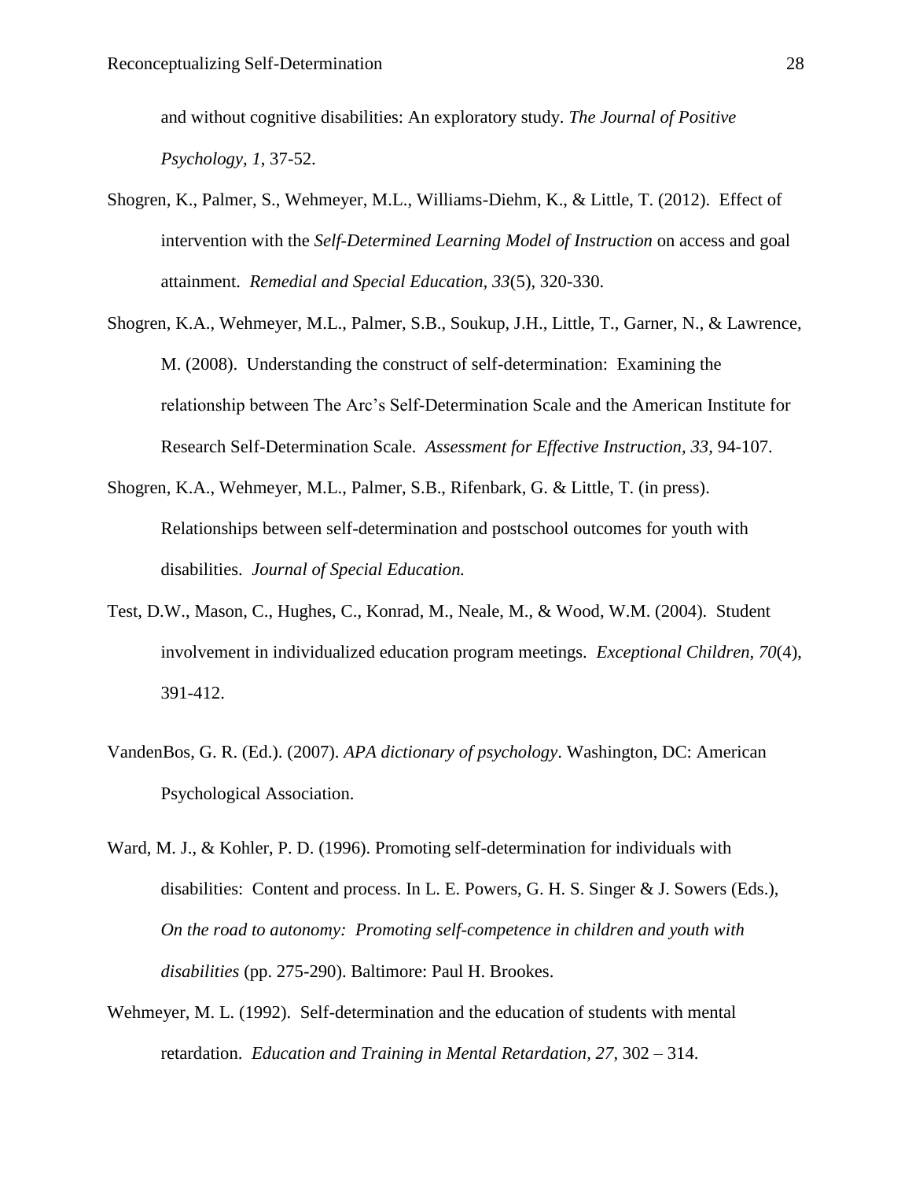and without cognitive disabilities: An exploratory study. *The Journal of Positive Psychology, 1*, 37-52.

Shogren, K., Palmer, S., Wehmeyer, M.L., Williams-Diehm, K., & Little, T. (2012). Effect of intervention with the *Self-Determined Learning Model of Instruction* on access and goal attainment. *Remedial and Special Education, 33*(5), 320-330.

Shogren, K.A., Wehmeyer, M.L., Palmer, S.B., Soukup, J.H., Little, T., Garner, N., & Lawrence, M. (2008). Understanding the construct of self-determination: Examining the relationship between The Arc's Self-Determination Scale and the American Institute for Research Self-Determination Scale. *Assessment for Effective Instruction, 33,* 94-107.

Shogren, K.A., Wehmeyer, M.L., Palmer, S.B., Rifenbark, G. & Little, T. (in press). Relationships between self-determination and postschool outcomes for youth with disabilities. *Journal of Special Education.*

Test, D.W., Mason, C., Hughes, C., Konrad, M., Neale, M., & Wood, W.M. (2004). Student involvement in individualized education program meetings. *Exceptional Children, 70*(4), 391-412.

VandenBos, G. R. (Ed.). (2007). *APA dictionary of psychology*. Washington, DC: American Psychological Association.

Ward, M. J., & Kohler, P. D. (1996). Promoting self-determination for individuals with disabilities: Content and process. In L. E. Powers, G. H. S. Singer & J. Sowers (Eds.), *On the road to autonomy: Promoting self-competence in children and youth with disabilities* (pp. 275-290). Baltimore: Paul H. Brookes.

Wehmeyer, M. L. (1992). Self-determination and the education of students with mental retardation. *Education and Training in Mental Retardation, 27,* 302 – 314.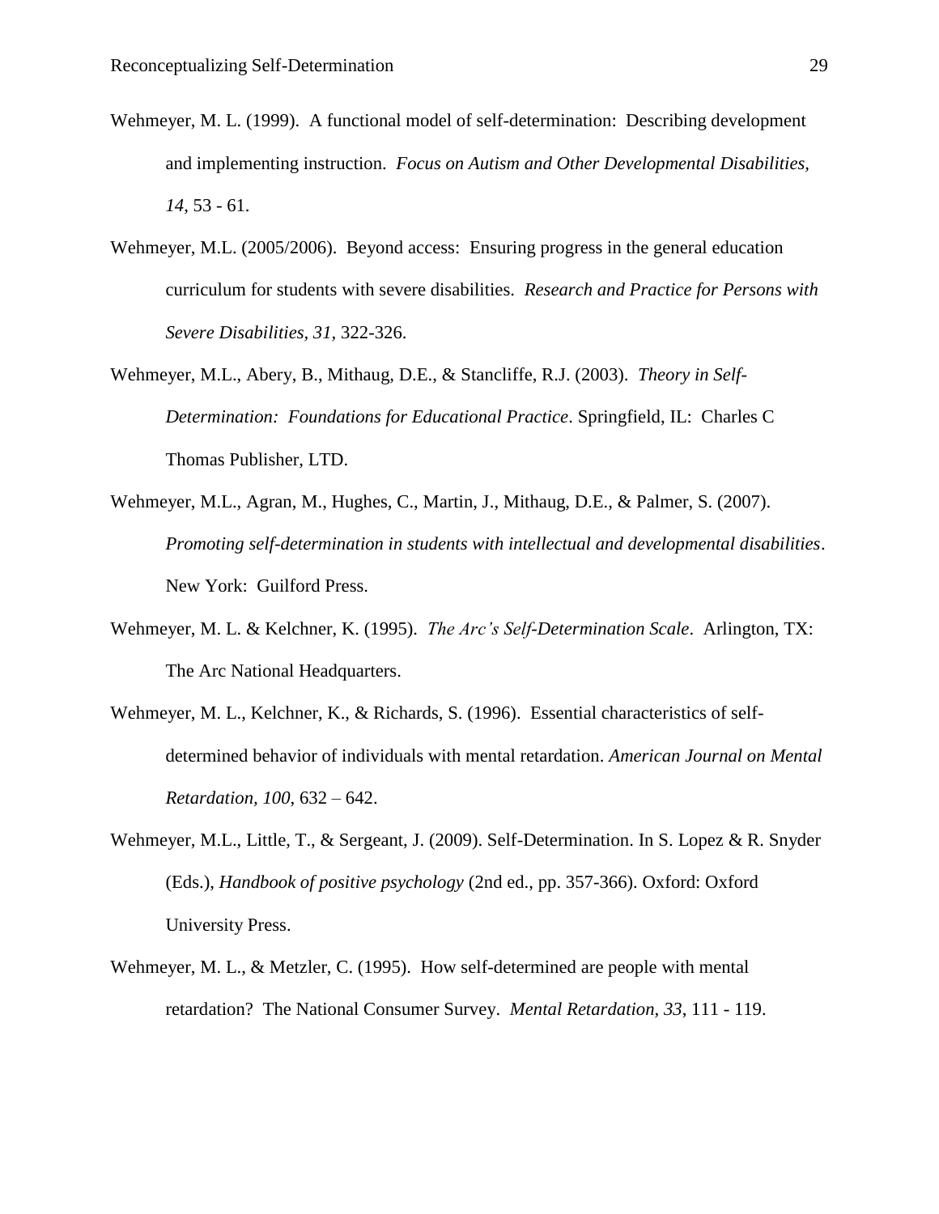Wehmeyer, M. L. (1999). A functional model of self-determination: Describing development and implementing instruction. *Focus on Autism and Other Developmental Disabilities, 14*, 53 - 61.

Wehmeyer, M.L. (2005/2006). Beyond access: Ensuring progress in the general education curriculum for students with severe disabilities. *Research and Practice for Persons with Severe Disabilities, 31*, 322-326.

Wehmeyer, M.L., Abery, B., Mithaug, D.E., & Stancliffe, R.J. (2003). *Theory in Self-Determination: Foundations for Educational Practice*. Springfield, IL: Charles C Thomas Publisher, LTD.

Wehmeyer, M.L., Agran, M., Hughes, C., Martin, J., Mithaug, D.E., & Palmer, S. (2007). *Promoting self-determination in students with intellectual and developmental disabilities*. New York: Guilford Press.

Wehmeyer, M. L. & Kelchner, K. (1995). *The Arc's Self-Determination Scale*. Arlington, TX: The Arc National Headquarters.

Wehmeyer, M. L., Kelchner, K., & Richards, S. (1996). Essential characteristics of self-determined behavior of individuals with mental retardation. *American Journal on Mental Retardation, 100*, 632 – 642.

Wehmeyer, M.L., Little, T., & Sergeant, J. (2009). Self-Determination. In S. Lopez & R. Snyder (Eds.), *Handbook of positive psychology* (2nd ed., pp. 357-366). Oxford: Oxford University Press.

Wehmeyer, M. L., & Metzler, C. (1995). How self-determined are people with mental retardation? The National Consumer Survey. *Mental Retardation, 33*, 111 - 119.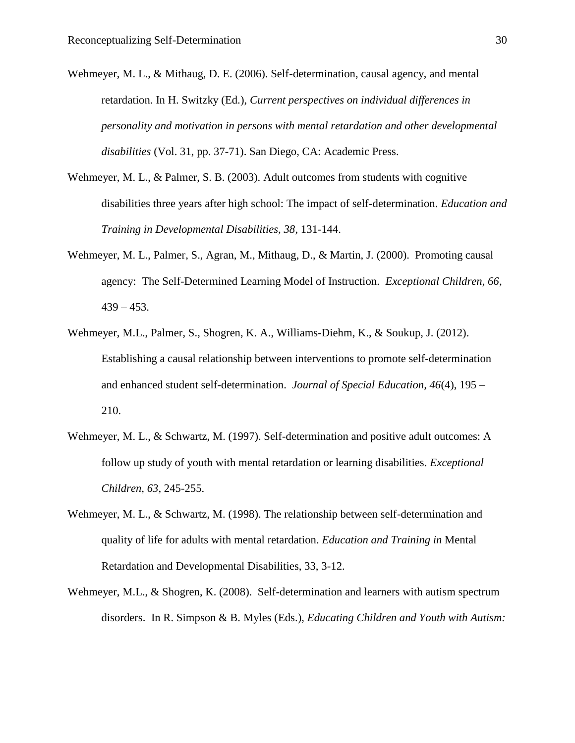Wehmeyer, M. L., & Mithaug, D. E. (2006). Self-determination, causal agency, and mental retardation. In H. Switzky (Ed.), *Current perspectives on individual differences in personality and motivation in persons with mental retardation and other developmental disabilities* (Vol. 31, pp. 37-71). San Diego, CA: Academic Press.

Wehmeyer, M. L., & Palmer, S. B. (2003). Adult outcomes from students with cognitive disabilities three years after high school: The impact of self-determination. *Education and Training in Developmental Disabilities, 38*, 131-144.

Wehmeyer, M. L., Palmer, S., Agran, M., Mithaug, D., & Martin, J. (2000). Promoting causal agency: The Self-Determined Learning Model of Instruction. *Exceptional Children, 66*, 439 – 453.

Wehmeyer, M.L., Palmer, S., Shogren, K. A., Williams-Diehm, K., & Soukup, J. (2012). Establishing a causal relationship between interventions to promote self-determination and enhanced student self-determination. *Journal of Special Education, 46*(4), 195 – 210.

Wehmeyer, M. L., & Schwartz, M. (1997). Self-determination and positive adult outcomes: A follow up study of youth with mental retardation or learning disabilities. *Exceptional Children, 63*, 245-255.

Wehmeyer, M. L., & Schwartz, M. (1998). The relationship between self-determination and quality of life for adults with mental retardation. *Education and Training in* Mental Retardation and Developmental Disabilities, 33, 3-12.

Wehmeyer, M.L., & Shogren, K. (2008). Self-determination and learners with autism spectrum disorders. In R. Simpson & B. Myles (Eds.), *Educating Children and Youth with Autism:*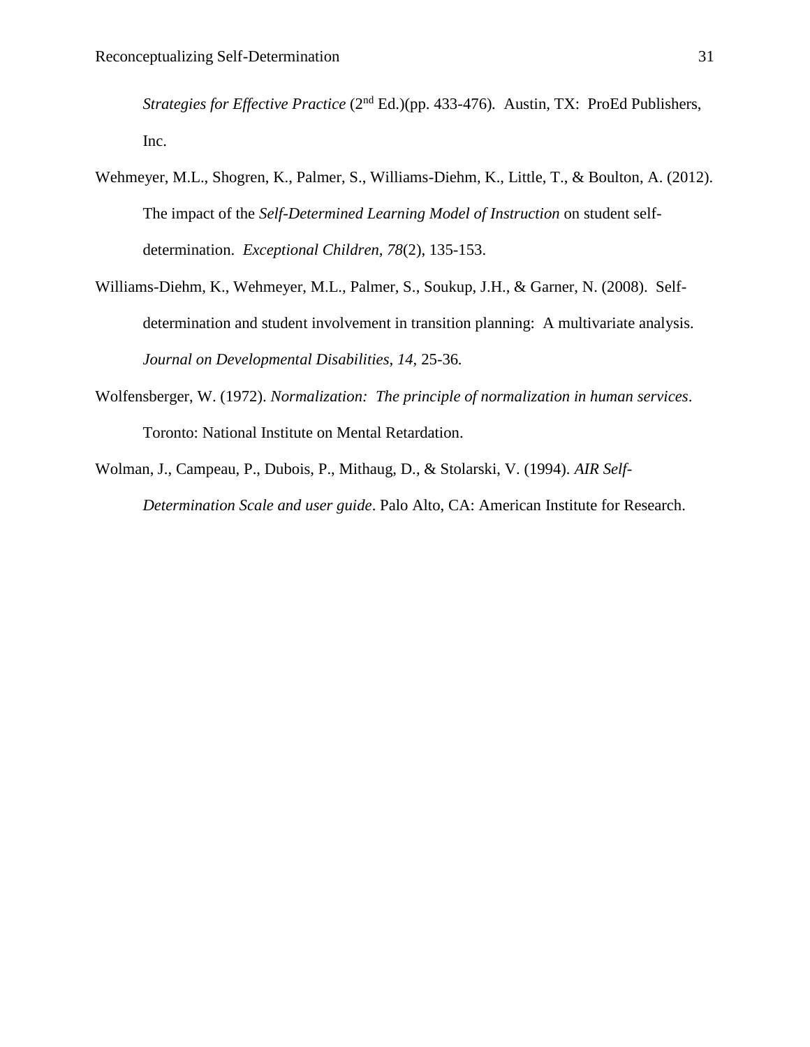*Strategies for Effective Practice* (2nd Ed.)(pp. 433-476). Austin, TX: ProEd Publishers, Inc.

Wehmeyer, M.L., Shogren, K., Palmer, S., Williams-Diehm, K., Little, T., & Boulton, A. (2012). The impact of the *Self-Determined Learning Model of Instruction* on student self-determination. *Exceptional Children, 78*(2), 135-153.

Williams-Diehm, K., Wehmeyer, M.L., Palmer, S., Soukup, J.H., & Garner, N. (2008). Self-determination and student involvement in transition planning: A multivariate analysis. *Journal on Developmental Disabilities, 14,* 25-36.

Wolfensberger, W. (1972). *Normalization: The principle of normalization in human services*. Toronto: National Institute on Mental Retardation.

Wolman, J., Campeau, P., Dubois, P., Mithaug, D., & Stolarski, V. (1994). *AIR Self-Determination Scale and user guide*. Palo Alto, CA: American Institute for Research.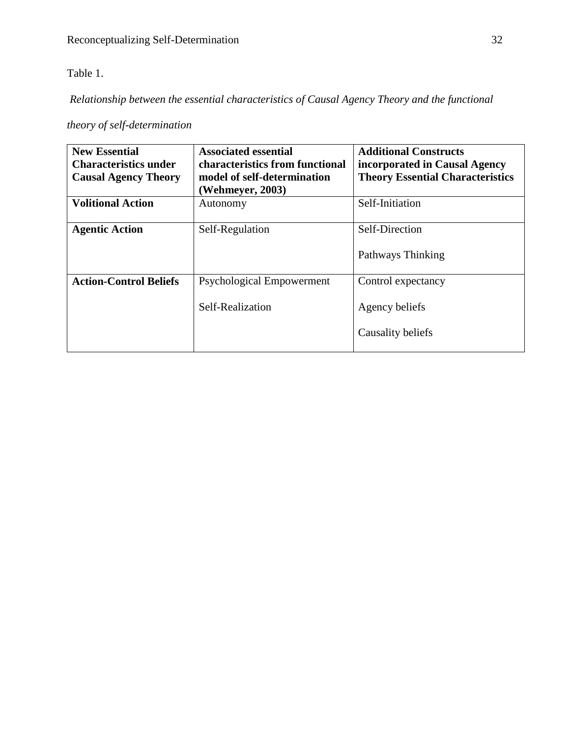Table 1.

*Relationship between the essential characteristics of Causal Agency Theory and the functional theory of self-determination*

| **New Essential Characteristics under Causal Agency Theory** | **Associated essential characteristics from functional model of self-determination (Wehmeyer, 2003)** | **Additional Constructs incorporated in Causal Agency Theory Essential Characteristics** |
|---|---|---|
| **Volitional Action** | Autonomy | Self-Initiation |
| **Agentic Action** | Self-Regulation | Self-Direction<br><br>Pathways Thinking |
| **Action-Control Beliefs** | Psychological Empowerment<br><br>Self-Realization | Control expectancy<br><br>Agency beliefs<br><br>Causality beliefs |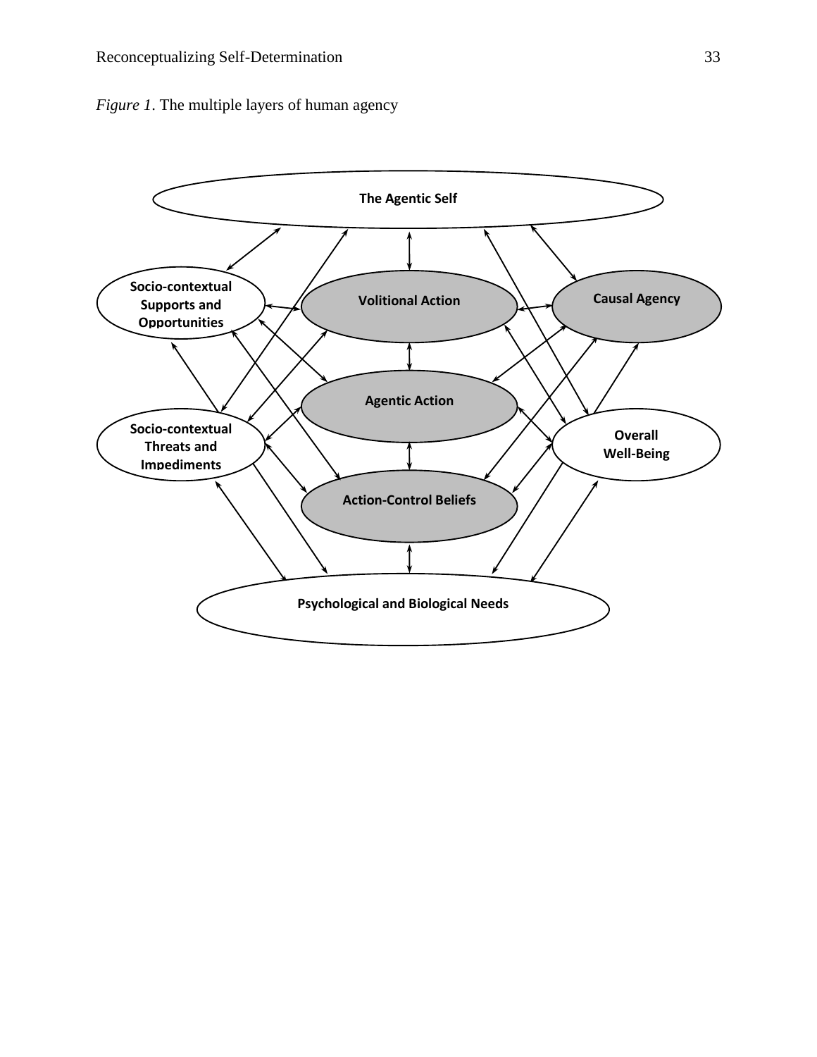*Figure 1*. The multiple layers of human agency

The Agentic Self

Socio-contextual Supports and Opportunities

Volitional Action

Causal Agency

Agentic Action

Socio-contextual Threats and Impediments

Overall Well-Being

Action-Control Beliefs

Psychological and Biological Needs